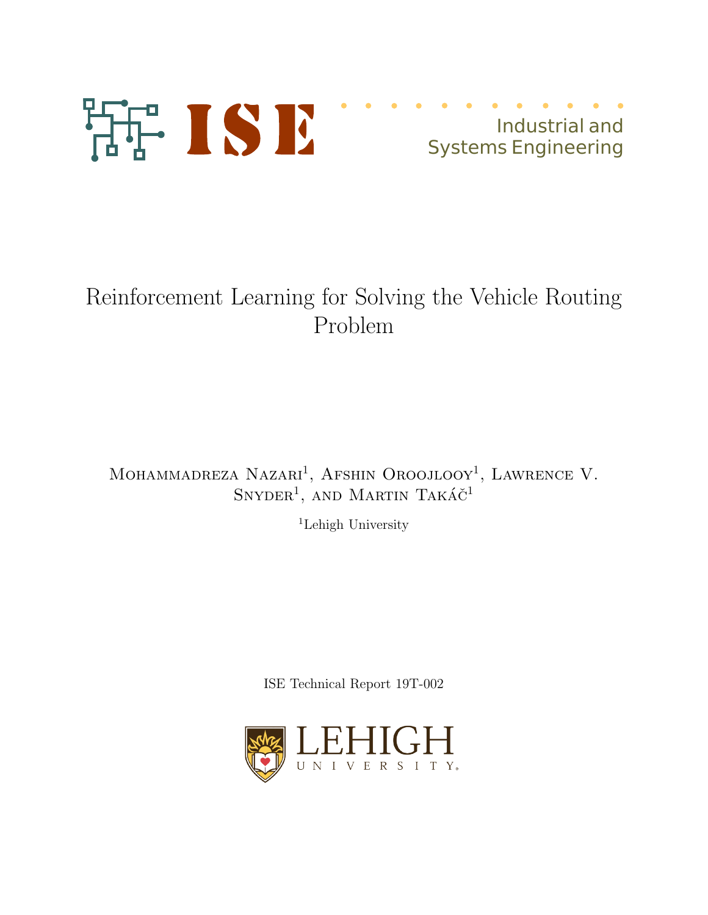ISE

Industrial and
Systems Engineering

# Reinforcement Learning for Solving the Vehicle Routing Problem

Mohammadreza Nazari[1], Afshin Oroojlooy[1], Lawrence V. Snyder[1], and Martin Takáč[1]

[1]Lehigh University

ISE Technical Report 19T-002

LEHIGH UNIVERSITY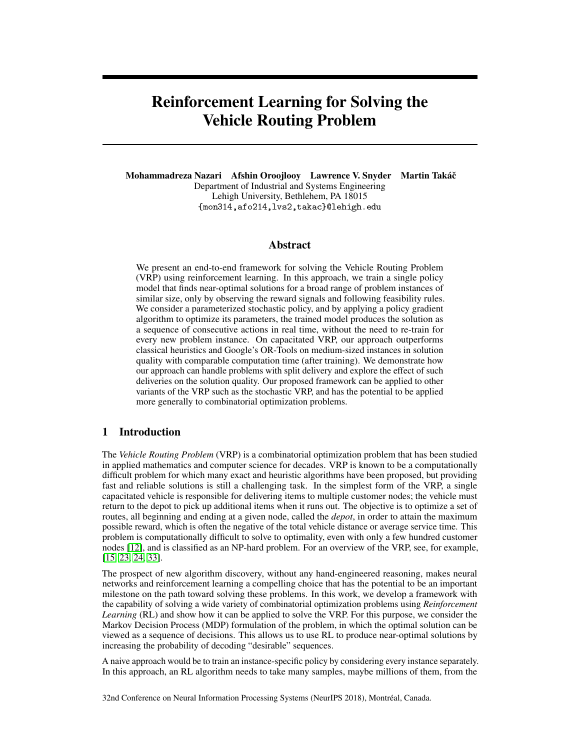# Reinforcement Learning for Solving the Vehicle Routing Problem

**Mohammadreza Nazari  Afshin Oroojlooy  Lawrence V. Snyder  Martin Takáč**
Department of Industrial and Systems Engineering
Lehigh University, Bethlehem, PA 18015
{mon314,afo214,lvs2,takac}@lehigh.edu

## Abstract

We present an end-to-end framework for solving the Vehicle Routing Problem (VRP) using reinforcement learning. In this approach, we train a single policy model that finds near-optimal solutions for a broad range of problem instances of similar size, only by observing the reward signals and following feasibility rules. We consider a parameterized stochastic policy, and by applying a policy gradient algorithm to optimize its parameters, the trained model produces the solution as a sequence of consecutive actions in real time, without the need to re-train for every new problem instance. On capacitated VRP, our approach outperforms classical heuristics and Google's OR-Tools on medium-sized instances in solution quality with comparable computation time (after training). We demonstrate how our approach can handle problems with split delivery and explore the effect of such deliveries on the solution quality. Our proposed framework can be applied to other variants of the VRP such as the stochastic VRP, and has the potential to be applied more generally to combinatorial optimization problems.

## 1 Introduction

The *Vehicle Routing Problem* (VRP) is a combinatorial optimization problem that has been studied in applied mathematics and computer science for decades. VRP is known to be a computationally difficult problem for which many exact and heuristic algorithms have been proposed, but providing fast and reliable solutions is still a challenging task. In the simplest form of the VRP, a single capacitated vehicle is responsible for delivering items to multiple customer nodes; the vehicle must return to the depot to pick up additional items when it runs out. The objective is to optimize a set of routes, all beginning and ending at a given node, called the *depot*, in order to attain the maximum possible reward, which is often the negative of the total vehicle distance or average service time. This problem is computationally difficult to solve to optimality, even with only a few hundred customer nodes [12], and is classified as an NP-hard problem. For an overview of the VRP, see, for example, [15, 23, 24, 33].

The prospect of new algorithm discovery, without any hand-engineered reasoning, makes neural networks and reinforcement learning a compelling choice that has the potential to be an important milestone on the path toward solving these problems. In this work, we develop a framework with the capability of solving a wide variety of combinatorial optimization problems using *Reinforcement Learning* (RL) and show how it can be applied to solve the VRP. For this purpose, we consider the Markov Decision Process (MDP) formulation of the problem, in which the optimal solution can be viewed as a sequence of decisions. This allows us to use RL to produce near-optimal solutions by increasing the probability of decoding "desirable" sequences.

A naive approach would be to train an instance-specific policy by considering every instance separately. In this approach, an RL algorithm needs to take many samples, maybe millions of them, from the

32nd Conference on Neural Information Processing Systems (NeurIPS 2018), Montréal, Canada.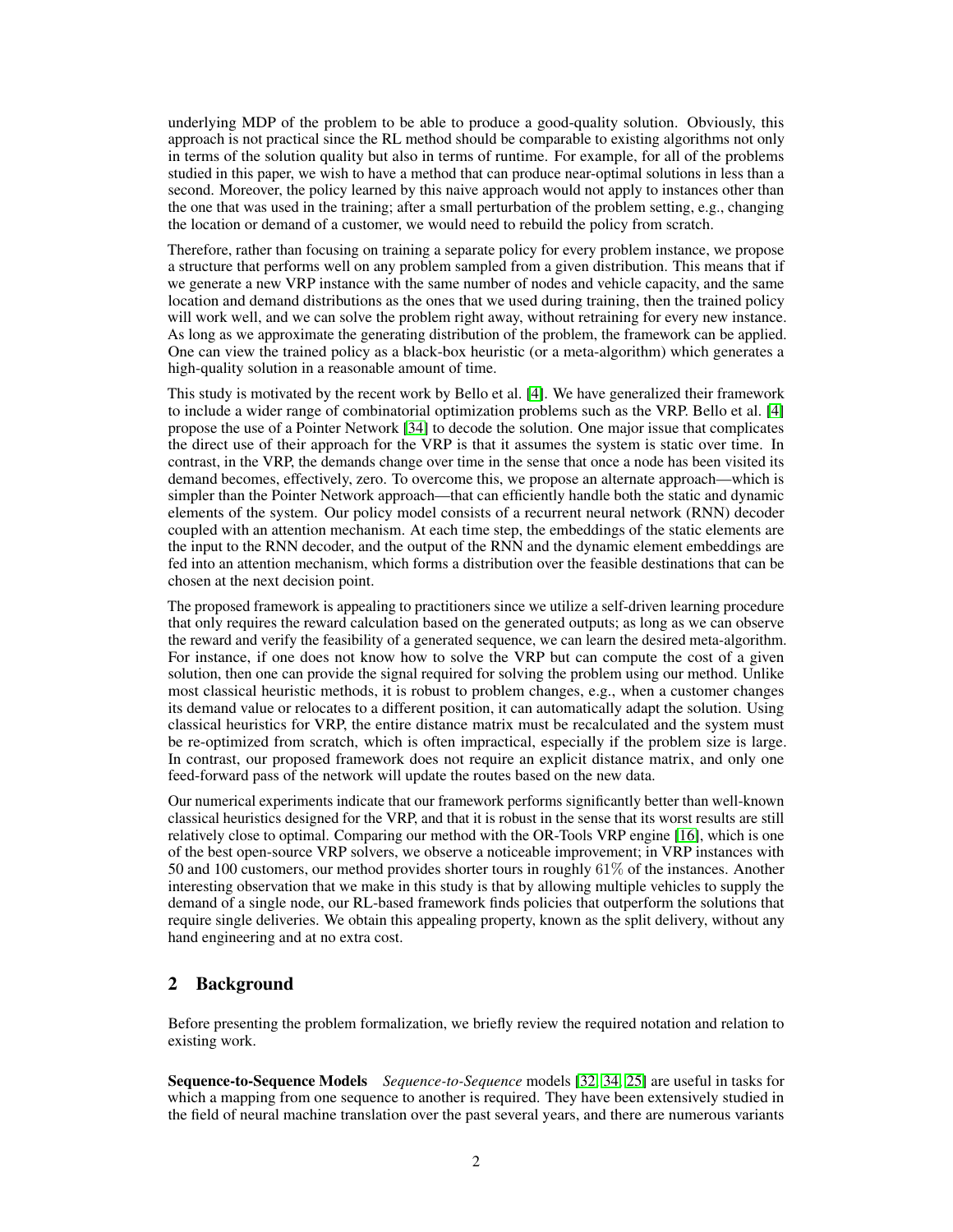underlying MDP of the problem to be able to produce a good-quality solution. Obviously, this approach is not practical since the RL method should be comparable to existing algorithms not only in terms of the solution quality but also in terms of runtime. For example, for all of the problems studied in this paper, we wish to have a method that can produce near-optimal solutions in less than a second. Moreover, the policy learned by this naive approach would not apply to instances other than the one that was used in the training; after a small perturbation of the problem setting, e.g., changing the location or demand of a customer, we would need to rebuild the policy from scratch.

Therefore, rather than focusing on training a separate policy for every problem instance, we propose a structure that performs well on any problem sampled from a given distribution. This means that if we generate a new VRP instance with the same number of nodes and vehicle capacity, and the same location and demand distributions as the ones that we used during training, then the trained policy will work well, and we can solve the problem right away, without retraining for every new instance. As long as we approximate the generating distribution of the problem, the framework can be applied. One can view the trained policy as a black-box heuristic (or a meta-algorithm) which generates a high-quality solution in a reasonable amount of time.

This study is motivated by the recent work by Bello et al. [4]. We have generalized their framework to include a wider range of combinatorial optimization problems such as the VRP. Bello et al. [4] propose the use of a Pointer Network [34] to decode the solution. One major issue that complicates the direct use of their approach for the VRP is that it assumes the system is static over time. In contrast, in the VRP, the demands change over time in the sense that once a node has been visited its demand becomes, effectively, zero. To overcome this, we propose an alternate approach—which is simpler than the Pointer Network approach—that can efficiently handle both the static and dynamic elements of the system. Our policy model consists of a recurrent neural network (RNN) decoder coupled with an attention mechanism. At each time step, the embeddings of the static elements are the input to the RNN decoder, and the output of the RNN and the dynamic element embeddings are fed into an attention mechanism, which forms a distribution over the feasible destinations that can be chosen at the next decision point.

The proposed framework is appealing to practitioners since we utilize a self-driven learning procedure that only requires the reward calculation based on the generated outputs; as long as we can observe the reward and verify the feasibility of a generated sequence, we can learn the desired meta-algorithm. For instance, if one does not know how to solve the VRP but can compute the cost of a given solution, then one can provide the signal required for solving the problem using our method. Unlike most classical heuristic methods, it is robust to problem changes, e.g., when a customer changes its demand value or relocates to a different position, it can automatically adapt the solution. Using classical heuristics for VRP, the entire distance matrix must be recalculated and the system must be re-optimized from scratch, which is often impractical, especially if the problem size is large. In contrast, our proposed framework does not require an explicit distance matrix, and only one feed-forward pass of the network will update the routes based on the new data.

Our numerical experiments indicate that our framework performs significantly better than well-known classical heuristics designed for the VRP, and that it is robust in the sense that its worst results are still relatively close to optimal. Comparing our method with the OR-Tools VRP engine [16], which is one of the best open-source VRP solvers, we observe a noticeable improvement; in VRP instances with 50 and 100 customers, our method provides shorter tours in roughly 61% of the instances. Another interesting observation that we make in this study is that by allowing multiple vehicles to supply the demand of a single node, our RL-based framework finds policies that outperform the solutions that require single deliveries. We obtain this appealing property, known as the split delivery, without any hand engineering and at no extra cost.

## 2 Background

Before presenting the problem formalization, we briefly review the required notation and relation to existing work.

**Sequence-to-Sequence Models** *Sequence-to-Sequence* models [32, 34, 25] are useful in tasks for which a mapping from one sequence to another is required. They have been extensively studied in the field of neural machine translation over the past several years, and there are numerous variants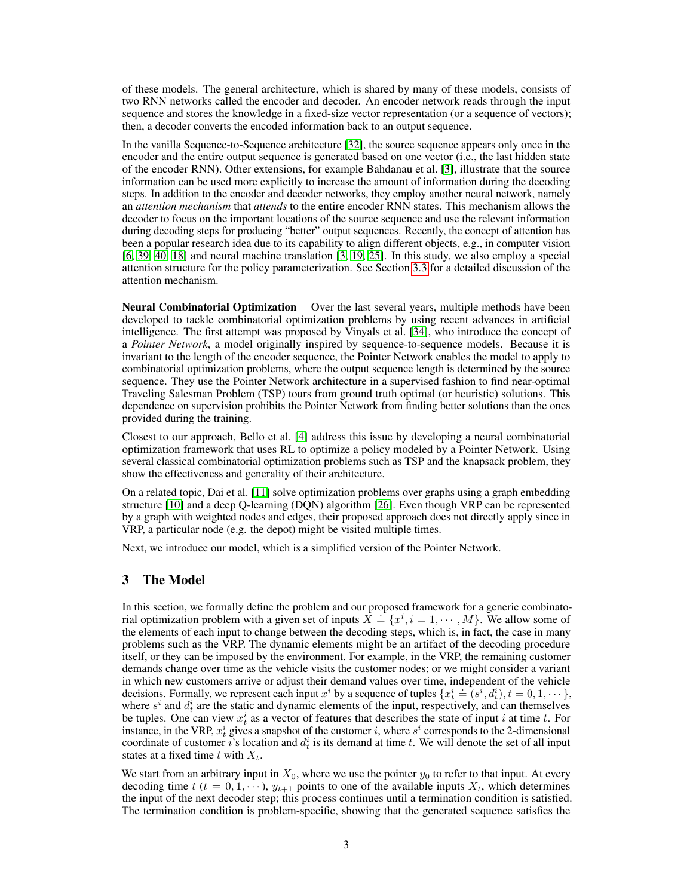of these models. The general architecture, which is shared by many of these models, consists of two RNN networks called the encoder and decoder. An encoder network reads through the input sequence and stores the knowledge in a fixed-size vector representation (or a sequence of vectors); then, a decoder converts the encoded information back to an output sequence.

In the vanilla Sequence-to-Sequence architecture [32], the source sequence appears only once in the encoder and the entire output sequence is generated based on one vector (i.e., the last hidden state of the encoder RNN). Other extensions, for example Bahdanau et al. [3], illustrate that the source information can be used more explicitly to increase the amount of information during the decoding steps. In addition to the encoder and decoder networks, they employ another neural network, namely an *attention mechanism* that *attends* to the entire encoder RNN states. This mechanism allows the decoder to focus on the important locations of the source sequence and use the relevant information during decoding steps for producing "better" output sequences. Recently, the concept of attention has been a popular research idea due to its capability to align different objects, e.g., in computer vision [6, 39, 40, 18] and neural machine translation [3, 19, 25]. In this study, we also employ a special attention structure for the policy parameterization. See Section 3.3 for a detailed discussion of the attention mechanism.

**Neural Combinatorial Optimization** Over the last several years, multiple methods have been developed to tackle combinatorial optimization problems by using recent advances in artificial intelligence. The first attempt was proposed by Vinyals et al. [34], who introduce the concept of a *Pointer Network*, a model originally inspired by sequence-to-sequence models. Because it is invariant to the length of the encoder sequence, the Pointer Network enables the model to apply to combinatorial optimization problems, where the output sequence length is determined by the source sequence. They use the Pointer Network architecture in a supervised fashion to find near-optimal Traveling Salesman Problem (TSP) tours from ground truth optimal (or heuristic) solutions. This dependence on supervision prohibits the Pointer Network from finding better solutions than the ones provided during the training.

Closest to our approach, Bello et al. [4] address this issue by developing a neural combinatorial optimization framework that uses RL to optimize a policy modeled by a Pointer Network. Using several classical combinatorial optimization problems such as TSP and the knapsack problem, they show the effectiveness and generality of their architecture.

On a related topic, Dai et al. [11] solve optimization problems over graphs using a graph embedding structure [10] and a deep Q-learning (DQN) algorithm [26]. Even though VRP can be represented by a graph with weighted nodes and edges, their proposed approach does not directly apply since in VRP, a particular node (e.g. the depot) might be visited multiple times.

Next, we introduce our model, which is a simplified version of the Pointer Network.

## 3 The Model

In this section, we formally define the problem and our proposed framework for a generic combinatorial optimization problem with a given set of inputs $X \doteq \{x^i, i = 1, \cdots, M\}$. We allow some of the elements of each input to change between the decoding steps, which is, in fact, the case in many problems such as the VRP. The dynamic elements might be an artifact of the decoding procedure itself, or they can be imposed by the environment. For example, in the VRP, the remaining customer demands change over time as the vehicle visits the customer nodes; or we might consider a variant in which new customers arrive or adjust their demand values over time, independent of the vehicle decisions. Formally, we represent each input $x^i$ by a sequence of tuples $\{x^i_t \doteq (s^i, d^i_t), t = 0, 1, \cdots\}$, where $s^i$ and $d^i_t$ are the static and dynamic elements of the input, respectively, and can themselves be tuples. One can view $x^i_t$ as a vector of features that describes the state of input $i$ at time $t$. For instance, in the VRP, $x^i_t$ gives a snapshot of the customer $i$, where $s^i$ corresponds to the 2-dimensional coordinate of customer $i$'s location and $d^i_t$ is its demand at time $t$. We will denote the set of all input states at a fixed time $t$ with $X_t$.

We start from an arbitrary input in $X_0$, where we use the pointer $y_0$ to refer to that input. At every decoding time $t$ ($t = 0, 1, \cdots$), $y_{t+1}$ points to one of the available inputs $X_t$, which determines the input of the next decoder step; this process continues until a termination condition is satisfied. The termination condition is problem-specific, showing that the generated sequence satisfies the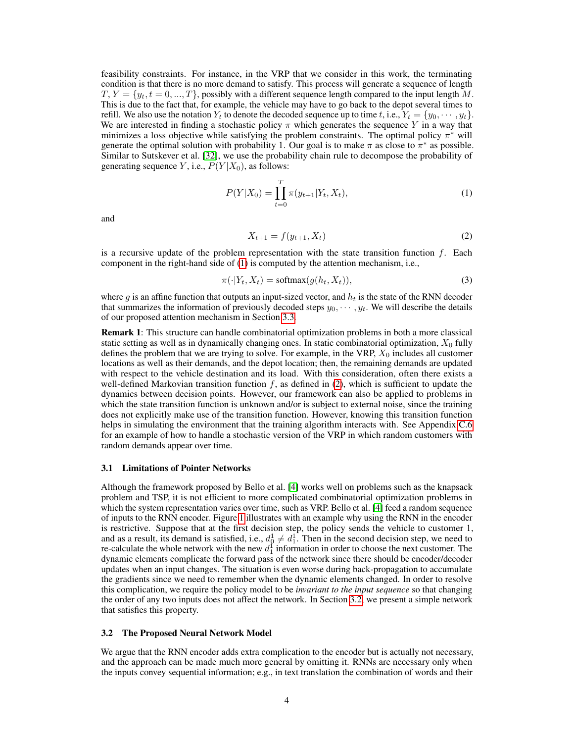feasibility constraints. For instance, in the VRP that we consider in this work, the terminating condition is that there is no more demand to satisfy. This process will generate a sequence of length $T$, $Y = \{y_t, t = 0, ..., T\}$, possibly with a different sequence length compared to the input length $M$. This is due to the fact that, for example, the vehicle may have to go back to the depot several times to refill. We also use the notation $Y_t$ to denote the decoded sequence up to time $t$, i.e., $Y_t = \{y_0, \cdots, y_t\}$. We are interested in finding a stochastic policy $\pi$ which generates the sequence $Y$ in a way that minimizes a loss objective while satisfying the problem constraints. The optimal policy $\pi^*$ will generate the optimal solution with probability 1. Our goal is to make $\pi$ as close to $\pi^*$ as possible. Similar to Sutskever et al. [32], we use the probability chain rule to decompose the probability of generating sequence $Y$, i.e., $P(Y|X_0)$, as follows:

$$P(Y|X_0) = \prod_{t=0}^{T} \pi(y_{t+1}|Y_t, X_t), \tag{1}$$

and

$$X_{t+1} = f(y_{t+1}, X_t) \tag{2}$$

is a recursive update of the problem representation with the state transition function $f$. Each component in the right-hand side of (1) is computed by the attention mechanism, i.e.,

$$\pi(\cdot|Y_t, X_t) = \text{softmax}(g(h_t, X_t)), \tag{3}$$

where $g$ is an affine function that outputs an input-sized vector, and $h_t$ is the state of the RNN decoder that summarizes the information of previously decoded steps $y_0, \cdots, y_t$. We will describe the details of our proposed attention mechanism in Section 3.3.

**Remark 1**: This structure can handle combinatorial optimization problems in both a more classical static setting as well as in dynamically changing ones. In static combinatorial optimization, $X_0$ fully defines the problem that we are trying to solve. For example, in the VRP, $X_0$ includes all customer locations as well as their demands, and the depot location; then, the remaining demands are updated with respect to the vehicle destination and its load. With this consideration, often there exists a well-defined Markovian transition function $f$, as defined in (2), which is sufficient to update the dynamics between decision points. However, our framework can also be applied to problems in which the state transition function is unknown and/or is subject to external noise, since the training does not explicitly make use of the transition function. However, knowing this transition function helps in simulating the environment that the training algorithm interacts with. See Appendix C.6 for an example of how to handle a stochastic version of the VRP in which random customers with random demands appear over time.

### 3.1 Limitations of Pointer Networks

Although the framework proposed by Bello et al. [4] works well on problems such as the knapsack problem and TSP, it is not efficient to more complicated combinatorial optimization problems in which the system representation varies over time, such as VRP. Bello et al. [4] feed a random sequence of inputs to the RNN encoder. Figure 1 illustrates with an example why using the RNN in the encoder is restrictive. Suppose that at the first decision step, the policy sends the vehicle to customer 1, and as a result, its demand is satisfied, i.e., $d_0^1 \neq d_1^1$. Then in the second decision step, we need to re-calculate the whole network with the new $d_1^1$ information in order to choose the next customer. The dynamic elements complicate the forward pass of the network since there should be encoder/decoder updates when an input changes. The situation is even worse during back-propagation to accumulate the gradients since we need to remember when the dynamic elements changed. In order to resolve this complication, we require the policy model to be *invariant to the input sequence* so that changing the order of any two inputs does not affect the network. In Section 3.2, we present a simple network that satisfies this property.

### 3.2 The Proposed Neural Network Model

We argue that the RNN encoder adds extra complication to the encoder but is actually not necessary, and the approach can be made much more general by omitting it. RNNs are necessary only when the inputs convey sequential information; e.g., in text translation the combination of words and their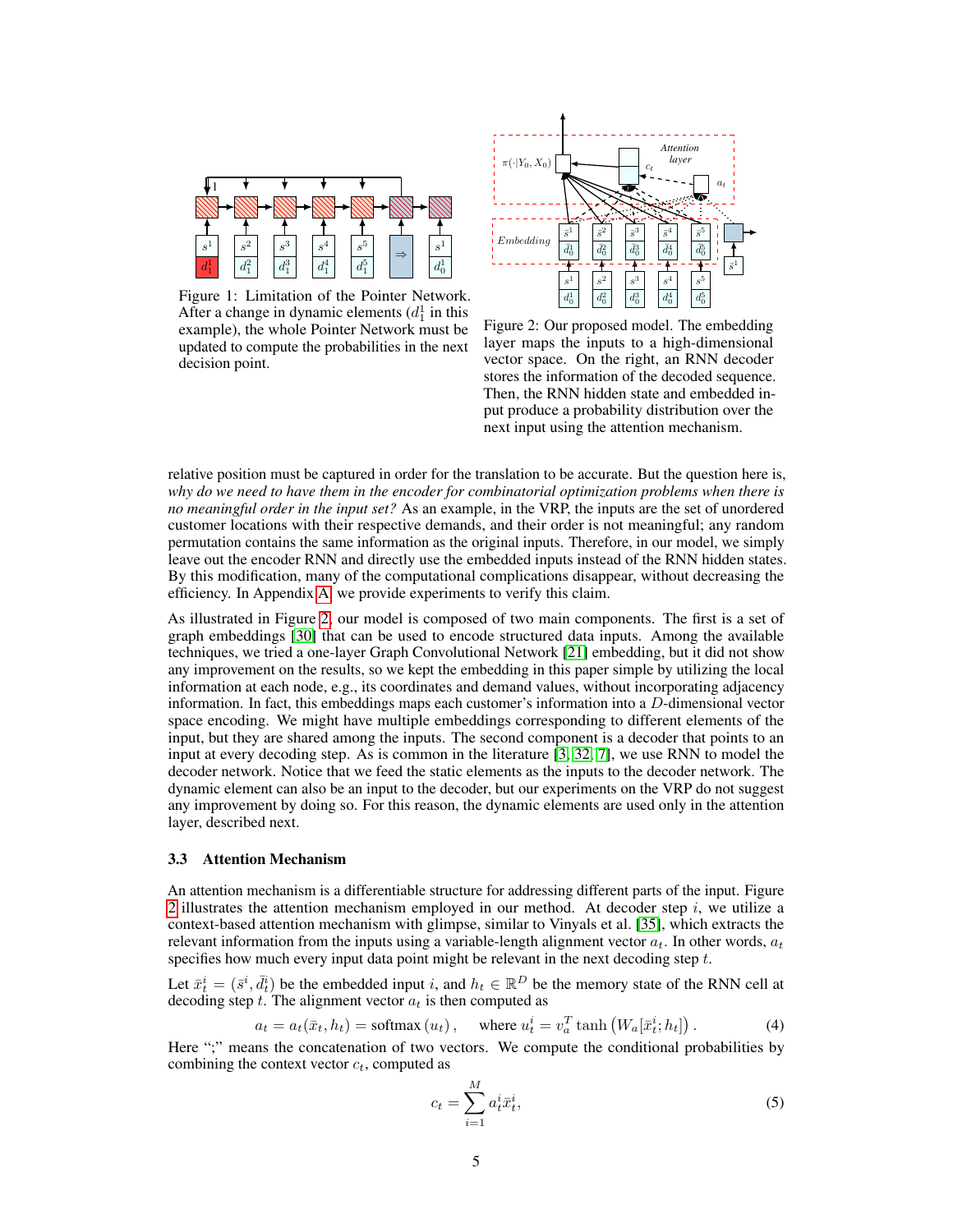Figure 1: Limitation of the Pointer Network. After a change in dynamic elements ($d_1^1$ in this example), the whole Pointer Network must be updated to compute the probabilities in the next decision point.

Figure 2: Our proposed model. The embedding layer maps the inputs to a high-dimensional vector space. On the right, an RNN decoder stores the information of the decoded sequence. Then, the RNN hidden state and embedded input produce a probability distribution over the next input using the attention mechanism.

relative position must be captured in order for the translation to be accurate. But the question here is, *why do we need to have them in the encoder for combinatorial optimization problems when there is no meaningful order in the input set?* As an example, in the VRP, the inputs are the set of unordered customer locations with their respective demands, and their order is not meaningful; any random permutation contains the same information as the original inputs. Therefore, in our model, we simply leave out the encoder RNN and directly use the embedded inputs instead of the RNN hidden states. By this modification, many of the computational complications disappear, without decreasing the efficiency. In Appendix A, we provide experiments to verify this claim.

As illustrated in Figure 2, our model is composed of two main components. The first is a set of graph embeddings [30] that can be used to encode structured data inputs. Among the available techniques, we tried a one-layer Graph Convolutional Network [21] embedding, but it did not show any improvement on the results, so we kept the embedding in this paper simple by utilizing the local information at each node, e.g., its coordinates and demand values, without incorporating adjacency information. In fact, this embeddings maps each customer's information into a $D$-dimensional vector space encoding. We might have multiple embeddings corresponding to different elements of the input, but they are shared among the inputs. The second component is a decoder that points to an input at every decoding step. As is common in the literature [3, 32, 7], we use RNN to model the decoder network. Notice that we feed the static elements as the inputs to the decoder network. The dynamic element can also be an input to the decoder, but our experiments on the VRP do not suggest any improvement by doing so. For this reason, the dynamic elements are used only in the attention layer, described next.

### 3.3 Attention Mechanism

An attention mechanism is a differentiable structure for addressing different parts of the input. Figure 2 illustrates the attention mechanism employed in our method. At decoder step $i$, we utilize a context-based attention mechanism with glimpse, similar to Vinyals et al. [35], which extracts the relevant information from the inputs using a variable-length alignment vector $a_t$. In other words, $a_t$ specifies how much every input data point might be relevant in the next decoding step $t$.

Let $\bar{x}_t^i = (\bar{s}^i, \bar{d}_t^i)$ be the embedded input $i$, and $h_t \in \mathbb{R}^D$ be the memory state of the RNN cell at decoding step $t$. The alignment vector $a_t$ is then computed as

$$a_t = a_t(\bar{x}_t, h_t) = \text{softmax}\left(u_t\right), \quad \text{where } u_t^i = v_a^T \tanh\left(W_a[\bar{x}_t^i; h_t]\right). \tag{4}$$

Here ";" means the concatenation of two vectors. We compute the conditional probabilities by combining the context vector $c_t$, computed as

$$c_t = \sum_{i=1}^{M} a_t^i \bar{x}_t^i, \tag{5}$$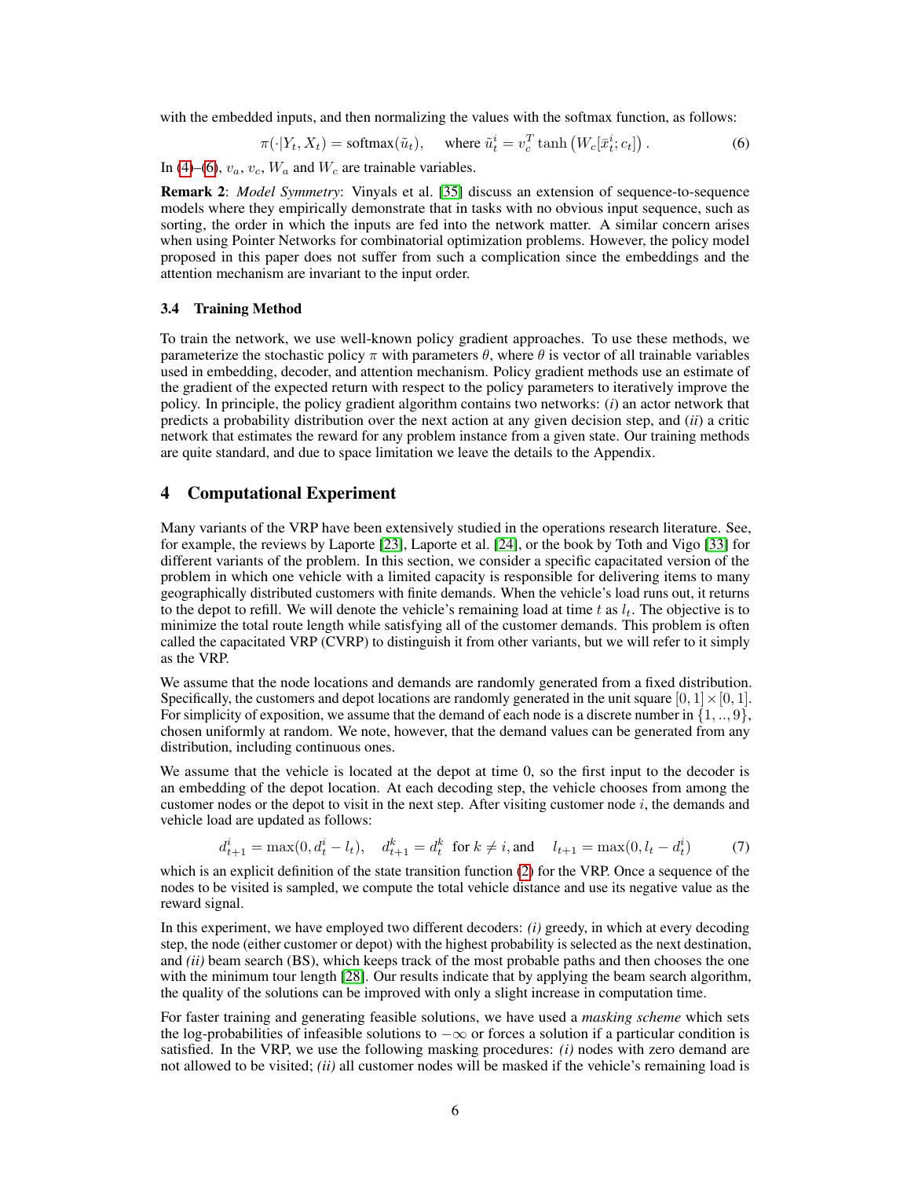with the embedded inputs, and then normalizing the values with the softmax function, as follows:

$$\pi(\cdot|Y_t, X_t) = \text{softmax}(\tilde{u}_t), \quad \text{where } \tilde{u}_t^i = v_c^T \tanh\left(W_c[\bar{x}_t^i; c_t]\right). \tag{6}$$

In (4)–(6), $v_a$, $v_c$, $W_a$ and $W_c$ are trainable variables.

**Remark 2**: *Model Symmetry*: Vinyals et al. [35] discuss an extension of sequence-to-sequence models where they empirically demonstrate that in tasks with no obvious input sequence, such as sorting, the order in which the inputs are fed into the network matter. A similar concern arises when using Pointer Networks for combinatorial optimization problems. However, the policy model proposed in this paper does not suffer from such a complication since the embeddings and the attention mechanism are invariant to the input order.

### 3.4 Training Method

To train the network, we use well-known policy gradient approaches. To use these methods, we parameterize the stochastic policy $\pi$ with parameters $\theta$, where $\theta$ is vector of all trainable variables used in embedding, decoder, and attention mechanism. Policy gradient methods use an estimate of the gradient of the expected return with respect to the policy parameters to iteratively improve the policy. In principle, the policy gradient algorithm contains two networks: (*i*) an actor network that predicts a probability distribution over the next action at any given decision step, and (*ii*) a critic network that estimates the reward for any problem instance from a given state. Our training methods are quite standard, and due to space limitation we leave the details to the Appendix.

## 4 Computational Experiment

Many variants of the VRP have been extensively studied in the operations research literature. See, for example, the reviews by Laporte [23], Laporte et al. [24], or the book by Toth and Vigo [33] for different variants of the problem. In this section, we consider a specific capacitated version of the problem in which one vehicle with a limited capacity is responsible for delivering items to many geographically distributed customers with finite demands. When the vehicle's load runs out, it returns to the depot to refill. We will denote the vehicle's remaining load at time $t$ as $l_t$. The objective is to minimize the total route length while satisfying all of the customer demands. This problem is often called the capacitated VRP (CVRP) to distinguish it from other variants, but we will refer to it simply as the VRP.

We assume that the node locations and demands are randomly generated from a fixed distribution. Specifically, the customers and depot locations are randomly generated in the unit square $[0, 1] \times [0, 1]$. For simplicity of exposition, we assume that the demand of each node is a discrete number in $\{1, .., 9\}$, chosen uniformly at random. We note, however, that the demand values can be generated from any distribution, including continuous ones.

We assume that the vehicle is located at the depot at time 0, so the first input to the decoder is an embedding of the depot location. At each decoding step, the vehicle chooses from among the customer nodes or the depot to visit in the next step. After visiting customer node $i$, the demands and vehicle load are updated as follows:

$$d_{t+1}^i = \max(0, d_t^i - l_t), \quad d_{t+1}^k = d_t^k \text{ for } k \neq i, \text{and} \quad l_{t+1} = \max(0, l_t - d_t^i) \tag{7}$$

which is an explicit definition of the state transition function (2) for the VRP. Once a sequence of the nodes to be visited is sampled, we compute the total vehicle distance and use its negative value as the reward signal.

In this experiment, we have employed two different decoders: *(i)* greedy, in which at every decoding step, the node (either customer or depot) with the highest probability is selected as the next destination, and *(ii)* beam search (BS), which keeps track of the most probable paths and then chooses the one with the minimum tour length [28]. Our results indicate that by applying the beam search algorithm, the quality of the solutions can be improved with only a slight increase in computation time.

For faster training and generating feasible solutions, we have used a *masking scheme* which sets the log-probabilities of infeasible solutions to $-\infty$ or forces a solution if a particular condition is satisfied. In the VRP, we use the following masking procedures: *(i)* nodes with zero demand are not allowed to be visited; *(ii)* all customer nodes will be masked if the vehicle's remaining load is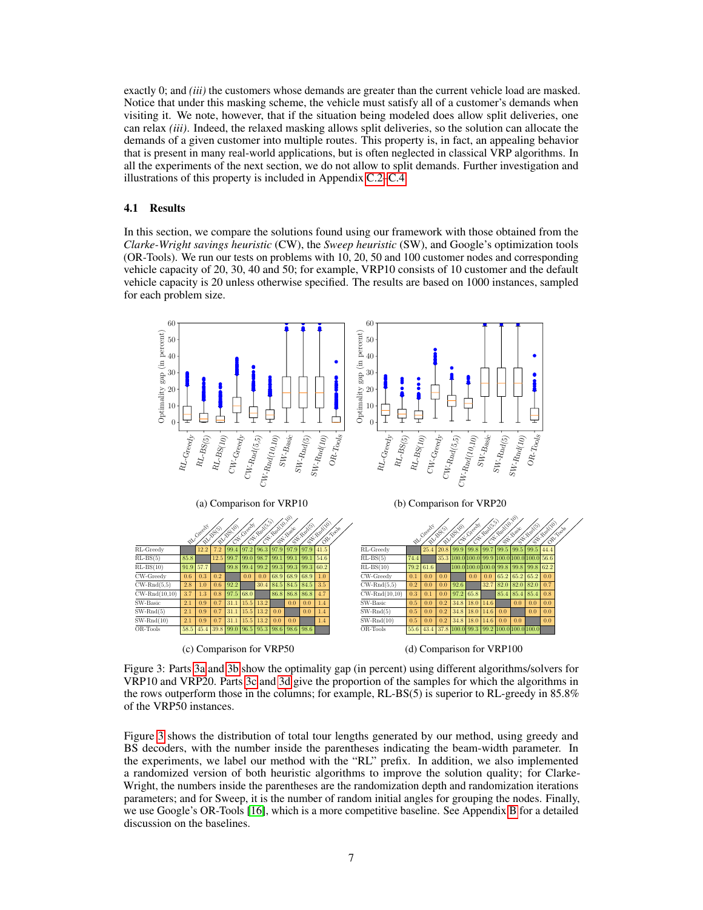exactly 0; and *(iii)* the customers whose demands are greater than the current vehicle load are masked. Notice that under this masking scheme, the vehicle must satisfy all of a customer's demands when visiting it. We note, however, that if the situation being modeled does allow split deliveries, one can relax *(iii)*. Indeed, the relaxed masking allows split deliveries, so the solution can allocate the demands of a given customer into multiple routes. This property is, in fact, an appealing behavior that is present in many real-world applications, but is often neglected in classical VRP algorithms. In all the experiments of the next section, we do not allow to split demands. Further investigation and illustrations of this property is included in Appendix C.2–C.4.

### 4.1 Results

In this section, we compare the solutions found using our framework with those obtained from the *Clarke-Wright savings heuristic* (CW), the *Sweep heuristic* (SW), and Google's optimization tools (OR-Tools). We run our tests on problems with 10, 20, 50 and 100 customer nodes and corresponding vehicle capacity of 20, 30, 40 and 50; for example, VRP10 consists of 10 customer and the default vehicle capacity is 20 unless otherwise specified. The results are based on 1000 instances, sampled for each problem size.

(a) Comparison for VRP10

(b) Comparison for VRP20

| | RL-Greedy | RL-BS(5) | RL-BS(10) | CW-Greedy | CW-Rnd(5,5) | CW-Rnd(10,10) | SW-Basic | SW-Rnd(5) | SW-Rnd(10) | OR-Tools |
|---|---|---|---|---|---|---|---|---|---|---|
| RL-Greedy | | 12.2 | 7.2 | 99.4 | 97.2 | 96.3 | 97.9 | 97.9 | 97.9 | 41.5 |
| RL-BS(5) | 85.8 | | 12.5 | 99.7 | 99.0 | 98.7 | 99.1 | 99.1 | 99.1 | 54.6 |
| RL-BS(10) | 91.9 | 57.7 | | 99.8 | 99.4 | 99.2 | 99.3 | 99.3 | 99.3 | 60.2 |
| CW-Greedy | 0.6 | 0.3 | 0.2 | | 0.0 | 0.0 | 68.9 | 68.9 | 68.9 | 1.0 |
| CW-Rnd(5,5) | 2.8 | 1.0 | 0.6 | 92.2 | | 30.4 | 84.5 | 84.5 | 84.5 | 3.5 |
| CW-Rnd(10,10) | 3.7 | 1.3 | 0.8 | 97.5 | 68.0 | | 86.8 | 86.8 | 86.8 | 4.7 |
| SW-Basic | 2.1 | 0.9 | 0.7 | 31.1 | 15.5 | 13.2 | | 0.0 | 0.0 | 1.4 |
| SW-Rnd(5) | 2.1 | 0.9 | 0.7 | 31.1 | 15.5 | 13.2 | 0.0 | | 0.0 | 1.4 |
| SW-Rnd(10) | 2.1 | 0.9 | 0.7 | 31.1 | 15.5 | 13.2 | 0.0 | 0.0 | | 1.4 |
| OR-Tools | 58.5 | 45.4 | 39.8 | 99.0 | 96.5 | 95.3 | 98.6 | 98.6 | 98.6 | |

(c) Comparison for VRP50

| | RL-Greedy | RL-BS(5) | RL-BS(10) | CW-Greedy | CW-Rnd(5,5) | CW-Rnd(10,10) | SW-Basic | SW-Rnd(5) | SW-Rnd(10) | OR-Tools |
|---|---|---|---|---|---|---|---|---|---|---|
| RL-Greedy | | 25.4 | 20.8 | 99.9 | 99.8 | 99.7 | 99.5 | 99.5 | 99.5 | 44.4 |
| RL-BS(5) | 74.4 | | 35.3 | 100.0 | 100.0 | 99.9 | 100.0 | 100.0 | 100.0 | 56.6 |
| RL-BS(10) | 79.2 | 61.6 | | 100.0 | 100.0 | 100.0 | 99.8 | 99.8 | 99.8 | 62.2 |
| CW-Greedy | 0.1 | 0.0 | 0.0 | | 0.0 | 0.0 | 65.2 | 65.2 | 65.2 | 0.0 |
| CW-Rnd(5,5) | 0.2 | 0.0 | 0.0 | 92.6 | | 32.7 | 82.0 | 82.0 | 82.0 | 0.7 |
| CW-Rnd(10,10) | 0.3 | 0.1 | 0.0 | 97.2 | 65.8 | | 85.4 | 85.4 | 85.4 | 0.8 |
| SW-Basic | 0.5 | 0.0 | 0.2 | 34.8 | 18.0 | 14.6 | | 0.0 | 0.0 | 0.0 |
| SW-Rnd(5) | 0.5 | 0.0 | 0.2 | 34.8 | 18.0 | 14.6 | 0.0 | | 0.0 | 0.0 |
| SW-Rnd(10) | 0.5 | 0.0 | 0.2 | 34.8 | 18.0 | 14.6 | 0.0 | 0.0 | | 0.0 |
| OR-Tools | 55.6 | 43.4 | 37.8 | 100.0 | 99.3 | 99.2 | 100.0 | 100.0 | 100.0 | |

(d) Comparison for VRP100

Figure 3: Parts 3a and 3b show the optimality gap (in percent) using different algorithms/solvers for VRP10 and VRP20. Parts 3c and 3d give the proportion of the samples for which the algorithms in the rows outperform those in the columns; for example, RL-BS(5) is superior to RL-greedy in 85.8% of the VRP50 instances.

Figure 3 shows the distribution of total tour lengths generated by our method, using greedy and BS decoders, with the number inside the parentheses indicating the beam-width parameter. In the experiments, we label our method with the "RL" prefix. In addition, we also implemented a randomized version of both heuristic algorithms to improve the solution quality; for Clarke-Wright, the numbers inside the parentheses are the randomization depth and randomization iterations parameters; and for Sweep, it is the number of random initial angles for grouping the nodes. Finally, we use Google's OR-Tools [16], which is a more competitive baseline. See Appendix B for a detailed discussion on the baselines.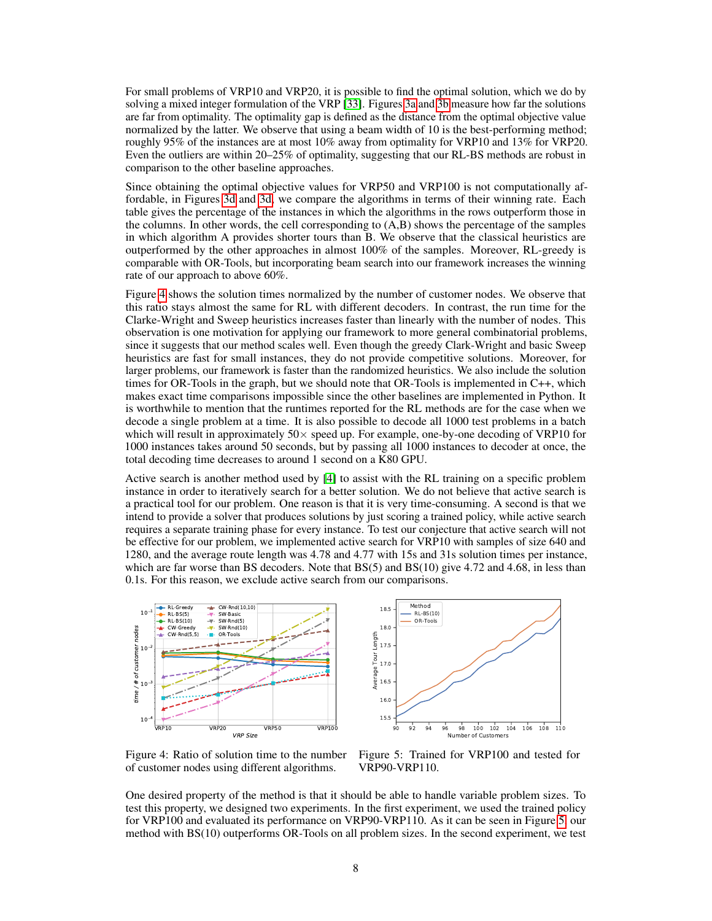For small problems of VRP10 and VRP20, it is possible to find the optimal solution, which we do by solving a mixed integer formulation of the VRP [33]. Figures 3a and 3b measure how far the solutions are far from optimality. The optimality gap is defined as the distance from the optimal objective value normalized by the latter. We observe that using a beam width of 10 is the best-performing method; roughly 95% of the instances are at most 10% away from optimality for VRP10 and 13% for VRP20. Even the outliers are within 20–25% of optimality, suggesting that our RL-BS methods are robust in comparison to the other baseline approaches.

Since obtaining the optimal objective values for VRP50 and VRP100 is not computationally affordable, in Figures 3d and 3d, we compare the algorithms in terms of their winning rate. Each table gives the percentage of the instances in which the algorithms in the rows outperform those in the columns. In other words, the cell corresponding to (A,B) shows the percentage of the samples in which algorithm A provides shorter tours than B. We observe that the classical heuristics are outperformed by the other approaches in almost 100% of the samples. Moreover, RL-greedy is comparable with OR-Tools, but incorporating beam search into our framework increases the winning rate of our approach to above 60%.

Figure 4 shows the solution times normalized by the number of customer nodes. We observe that this ratio stays almost the same for RL with different decoders. In contrast, the run time for the Clarke-Wright and Sweep heuristics increases faster than linearly with the number of nodes. This observation is one motivation for applying our framework to more general combinatorial problems, since it suggests that our method scales well. Even though the greedy Clark-Wright and basic Sweep heuristics are fast for small instances, they do not provide competitive solutions. Moreover, for larger problems, our framework is faster than the randomized heuristics. We also include the solution times for OR-Tools in the graph, but we should note that OR-Tools is implemented in C++, which makes exact time comparisons impossible since the other baselines are implemented in Python. It is worthwhile to mention that the runtimes reported for the RL methods are for the case when we decode a single problem at a time. It is also possible to decode all 1000 test problems in a batch which will result in approximately $50\times$ speed up. For example, one-by-one decoding of VRP10 for 1000 instances takes around 50 seconds, but by passing all 1000 instances to decoder at once, the total decoding time decreases to around 1 second on a K80 GPU.

Active search is another method used by [4] to assist with the RL training on a specific problem instance in order to iteratively search for a better solution. We do not believe that active search is a practical tool for our problem. One reason is that it is very time-consuming. A second is that we intend to provide a solver that produces solutions by just scoring a trained policy, while active search requires a separate training phase for every instance. To test our conjecture that active search will not be effective for our problem, we implemented active search for VRP10 with samples of size 640 and 1280, and the average route length was 4.78 and 4.77 with 15s and 31s solution times per instance, which are far worse than BS decoders. Note that BS(5) and BS(10) give 4.72 and 4.68, in less than 0.1s. For this reason, we exclude active search from our comparisons.

Figure 4: Ratio of solution time to the number of customer nodes using different algorithms.

Figure 5: Trained for VRP100 and tested for VRP90-VRP110.

One desired property of the method is that it should be able to handle variable problem sizes. To test this property, we designed two experiments. In the first experiment, we used the trained policy for VRP100 and evaluated its performance on VRP90-VRP110. As it can be seen in Figure 5, our method with BS(10) outperforms OR-Tools on all problem sizes. In the second experiment, we test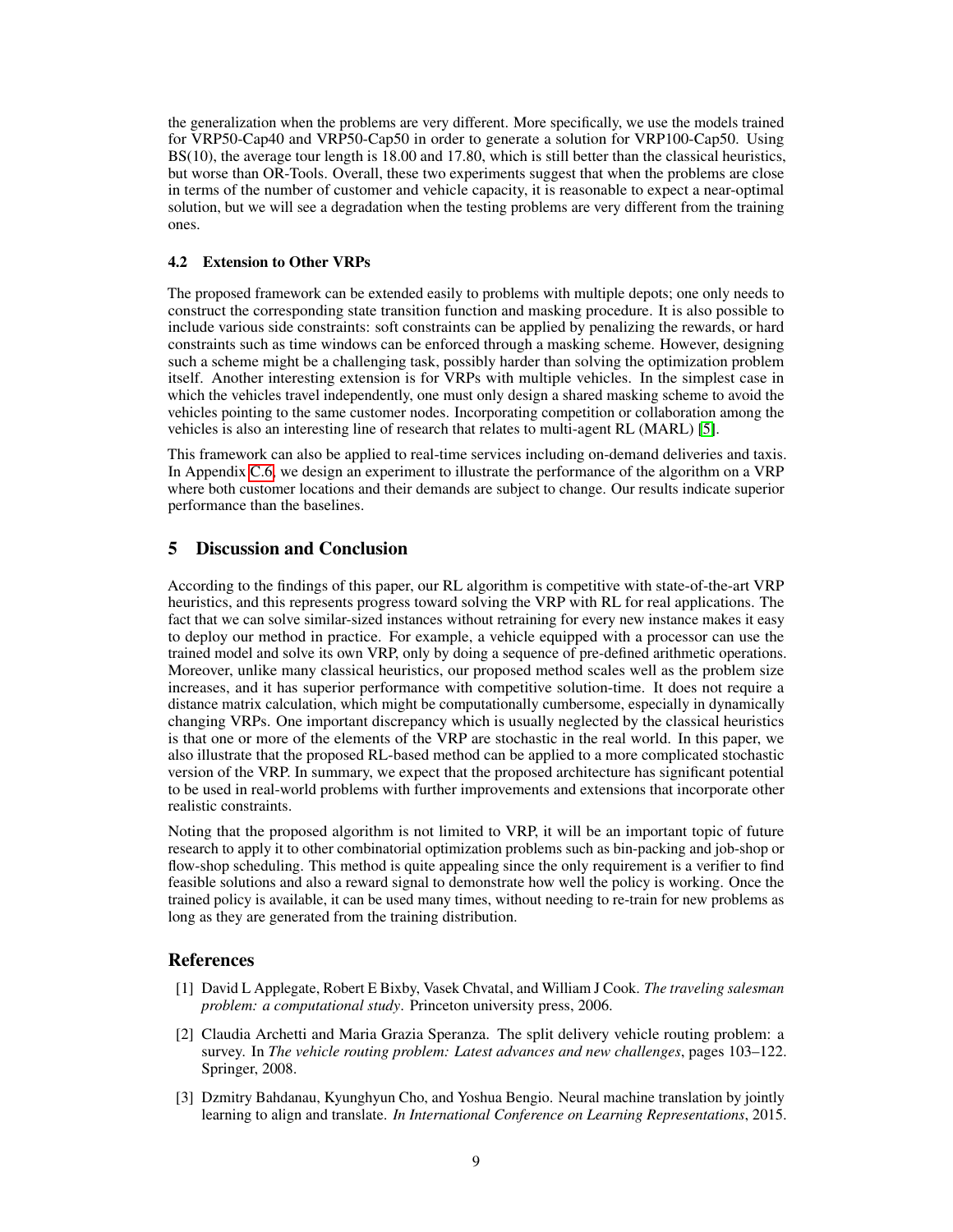the generalization when the problems are very different. More specifically, we use the models trained for VRP50-Cap40 and VRP50-Cap50 in order to generate a solution for VRP100-Cap50. Using BS(10), the average tour length is 18.00 and 17.80, which is still better than the classical heuristics, but worse than OR-Tools. Overall, these two experiments suggest that when the problems are close in terms of the number of customer and vehicle capacity, it is reasonable to expect a near-optimal solution, but we will see a degradation when the testing problems are very different from the training ones.

### 4.2 Extension to Other VRPs

The proposed framework can be extended easily to problems with multiple depots; one only needs to construct the corresponding state transition function and masking procedure. It is also possible to include various side constraints: soft constraints can be applied by penalizing the rewards, or hard constraints such as time windows can be enforced through a masking scheme. However, designing such a scheme might be a challenging task, possibly harder than solving the optimization problem itself. Another interesting extension is for VRPs with multiple vehicles. In the simplest case in which the vehicles travel independently, one must only design a shared masking scheme to avoid the vehicles pointing to the same customer nodes. Incorporating competition or collaboration among the vehicles is also an interesting line of research that relates to multi-agent RL (MARL) [5].

This framework can also be applied to real-time services including on-demand deliveries and taxis. In Appendix C.6, we design an experiment to illustrate the performance of the algorithm on a VRP where both customer locations and their demands are subject to change. Our results indicate superior performance than the baselines.

## 5 Discussion and Conclusion

According to the findings of this paper, our RL algorithm is competitive with state-of-the-art VRP heuristics, and this represents progress toward solving the VRP with RL for real applications. The fact that we can solve similar-sized instances without retraining for every new instance makes it easy to deploy our method in practice. For example, a vehicle equipped with a processor can use the trained model and solve its own VRP, only by doing a sequence of pre-defined arithmetic operations. Moreover, unlike many classical heuristics, our proposed method scales well as the problem size increases, and it has superior performance with competitive solution-time. It does not require a distance matrix calculation, which might be computationally cumbersome, especially in dynamically changing VRPs. One important discrepancy which is usually neglected by the classical heuristics is that one or more of the elements of the VRP are stochastic in the real world. In this paper, we also illustrate that the proposed RL-based method can be applied to a more complicated stochastic version of the VRP. In summary, we expect that the proposed architecture has significant potential to be used in real-world problems with further improvements and extensions that incorporate other realistic constraints.

Noting that the proposed algorithm is not limited to VRP, it will be an important topic of future research to apply it to other combinatorial optimization problems such as bin-packing and job-shop or flow-shop scheduling. This method is quite appealing since the only requirement is a verifier to find feasible solutions and also a reward signal to demonstrate how well the policy is working. Once the trained policy is available, it can be used many times, without needing to re-train for new problems as long as they are generated from the training distribution.

## References

[1] David L Applegate, Robert E Bixby, Vasek Chvatal, and William J Cook. *The traveling salesman problem: a computational study*. Princeton university press, 2006.

[2] Claudia Archetti and Maria Grazia Speranza. The split delivery vehicle routing problem: a survey. In *The vehicle routing problem: Latest advances and new challenges*, pages 103–122. Springer, 2008.

[3] Dzmitry Bahdanau, Kyunghyun Cho, and Yoshua Bengio. Neural machine translation by jointly learning to align and translate. *In International Conference on Learning Representations*, 2015.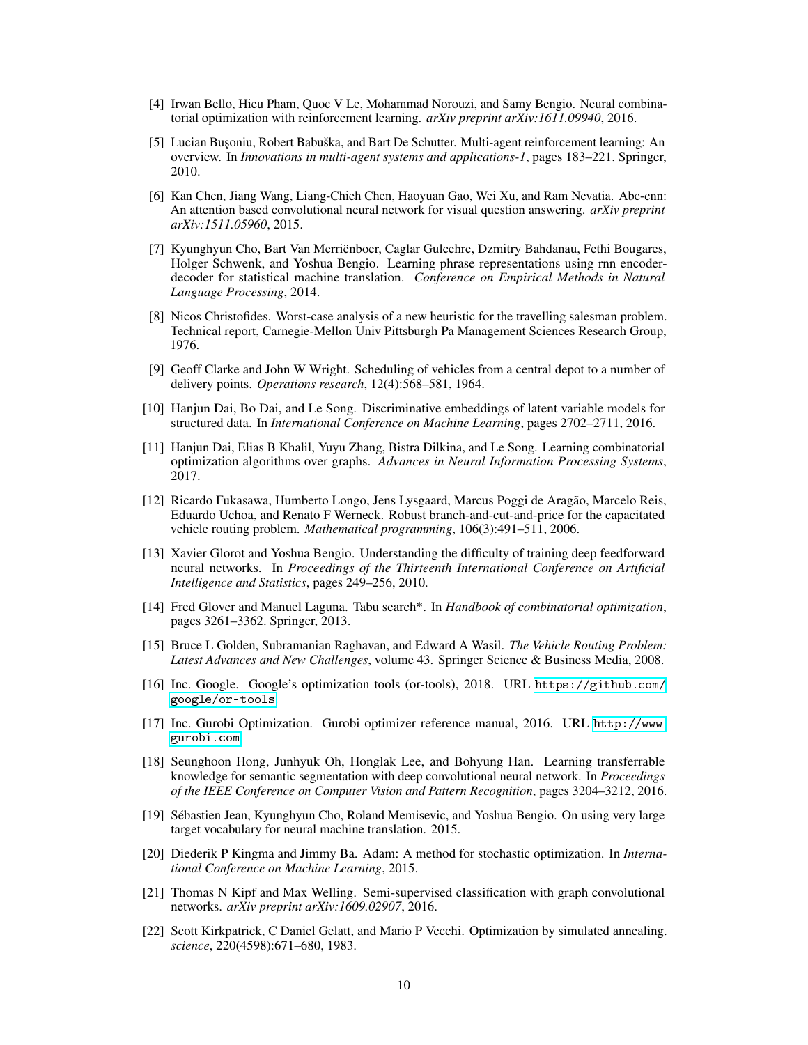[4] Irwan Bello, Hieu Pham, Quoc V Le, Mohammad Norouzi, and Samy Bengio. Neural combinatorial optimization with reinforcement learning. *arXiv preprint arXiv:1611.09940*, 2016.

[5] Lucian Buşoniu, Robert Babuška, and Bart De Schutter. Multi-agent reinforcement learning: An overview. In *Innovations in multi-agent systems and applications-1*, pages 183–221. Springer, 2010.

[6] Kan Chen, Jiang Wang, Liang-Chieh Chen, Haoyuan Gao, Wei Xu, and Ram Nevatia. Abc-cnn: An attention based convolutional neural network for visual question answering. *arXiv preprint arXiv:1511.05960*, 2015.

[7] Kyunghyun Cho, Bart Van Merriënboer, Caglar Gulcehre, Dzmitry Bahdanau, Fethi Bougares, Holger Schwenk, and Yoshua Bengio. Learning phrase representations using rnn encoder-decoder for statistical machine translation. *Conference on Empirical Methods in Natural Language Processing*, 2014.

[8] Nicos Christofides. Worst-case analysis of a new heuristic for the travelling salesman problem. Technical report, Carnegie-Mellon Univ Pittsburgh Pa Management Sciences Research Group, 1976.

[9] Geoff Clarke and John W Wright. Scheduling of vehicles from a central depot to a number of delivery points. *Operations research*, 12(4):568–581, 1964.

[10] Hanjun Dai, Bo Dai, and Le Song. Discriminative embeddings of latent variable models for structured data. In *International Conference on Machine Learning*, pages 2702–2711, 2016.

[11] Hanjun Dai, Elias B Khalil, Yuyu Zhang, Bistra Dilkina, and Le Song. Learning combinatorial optimization algorithms over graphs. *Advances in Neural Information Processing Systems*, 2017.

[12] Ricardo Fukasawa, Humberto Longo, Jens Lysgaard, Marcus Poggi de Aragão, Marcelo Reis, Eduardo Uchoa, and Renato F Werneck. Robust branch-and-cut-and-price for the capacitated vehicle routing problem. *Mathematical programming*, 106(3):491–511, 2006.

[13] Xavier Glorot and Yoshua Bengio. Understanding the difficulty of training deep feedforward neural networks. In *Proceedings of the Thirteenth International Conference on Artificial Intelligence and Statistics*, pages 249–256, 2010.

[14] Fred Glover and Manuel Laguna. Tabu search*. In *Handbook of combinatorial optimization*, pages 3261–3362. Springer, 2013.

[15] Bruce L Golden, Subramanian Raghavan, and Edward A Wasil. *The Vehicle Routing Problem: Latest Advances and New Challenges*, volume 43. Springer Science & Business Media, 2008.

[16] Inc. Google. Google's optimization tools (or-tools), 2018. URL https://github.com/google/or-tools.

[17] Inc. Gurobi Optimization. Gurobi optimizer reference manual, 2016. URL http://www.gurobi.com.

[18] Seunghoon Hong, Junhyuk Oh, Honglak Lee, and Bohyung Han. Learning transferrable knowledge for semantic segmentation with deep convolutional neural network. In *Proceedings of the IEEE Conference on Computer Vision and Pattern Recognition*, pages 3204–3212, 2016.

[19] Sébastien Jean, Kyunghyun Cho, Roland Memisevic, and Yoshua Bengio. On using very large target vocabulary for neural machine translation. 2015.

[20] Diederik P Kingma and Jimmy Ba. Adam: A method for stochastic optimization. In *International Conference on Machine Learning*, 2015.

[21] Thomas N Kipf and Max Welling. Semi-supervised classification with graph convolutional networks. *arXiv preprint arXiv:1609.02907*, 2016.

[22] Scott Kirkpatrick, C Daniel Gelatt, and Mario P Vecchi. Optimization by simulated annealing. *science*, 220(4598):671–680, 1983.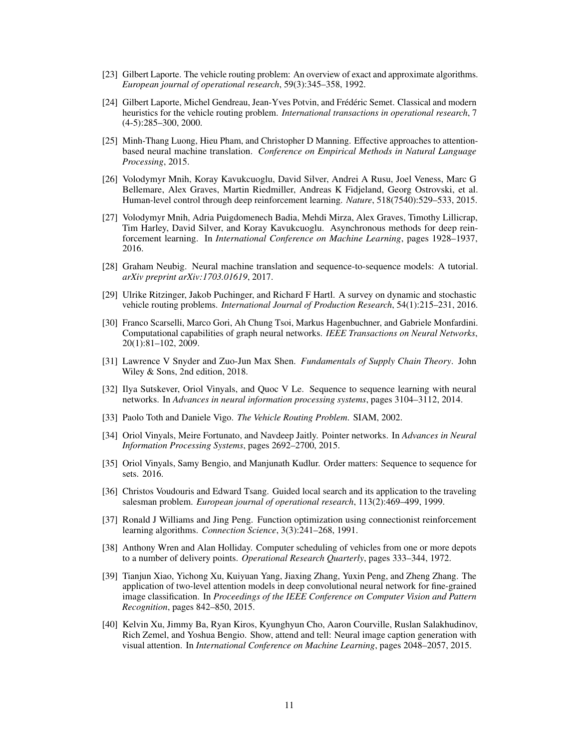[23] Gilbert Laporte. The vehicle routing problem: An overview of exact and approximate algorithms. *European journal of operational research*, 59(3):345–358, 1992.

[24] Gilbert Laporte, Michel Gendreau, Jean-Yves Potvin, and Frédéric Semet. Classical and modern heuristics for the vehicle routing problem. *International transactions in operational research*, 7 (4-5):285–300, 2000.

[25] Minh-Thang Luong, Hieu Pham, and Christopher D Manning. Effective approaches to attention-based neural machine translation. *Conference on Empirical Methods in Natural Language Processing*, 2015.

[26] Volodymyr Mnih, Koray Kavukcuoglu, David Silver, Andrei A Rusu, Joel Veness, Marc G Bellemare, Alex Graves, Martin Riedmiller, Andreas K Fidjeland, Georg Ostrovski, et al. Human-level control through deep reinforcement learning. *Nature*, 518(7540):529–533, 2015.

[27] Volodymyr Mnih, Adria Puigdomenech Badia, Mehdi Mirza, Alex Graves, Timothy Lillicrap, Tim Harley, David Silver, and Koray Kavukcuoglu. Asynchronous methods for deep reinforcement learning. In *International Conference on Machine Learning*, pages 1928–1937, 2016.

[28] Graham Neubig. Neural machine translation and sequence-to-sequence models: A tutorial. *arXiv preprint arXiv:1703.01619*, 2017.

[29] Ulrike Ritzinger, Jakob Puchinger, and Richard F Hartl. A survey on dynamic and stochastic vehicle routing problems. *International Journal of Production Research*, 54(1):215–231, 2016.

[30] Franco Scarselli, Marco Gori, Ah Chung Tsoi, Markus Hagenbuchner, and Gabriele Monfardini. Computational capabilities of graph neural networks. *IEEE Transactions on Neural Networks*, 20(1):81–102, 2009.

[31] Lawrence V Snyder and Zuo-Jun Max Shen. *Fundamentals of Supply Chain Theory*. John Wiley & Sons, 2nd edition, 2018.

[32] Ilya Sutskever, Oriol Vinyals, and Quoc V Le. Sequence to sequence learning with neural networks. In *Advances in neural information processing systems*, pages 3104–3112, 2014.

[33] Paolo Toth and Daniele Vigo. *The Vehicle Routing Problem*. SIAM, 2002.

[34] Oriol Vinyals, Meire Fortunato, and Navdeep Jaitly. Pointer networks. In *Advances in Neural Information Processing Systems*, pages 2692–2700, 2015.

[35] Oriol Vinyals, Samy Bengio, and Manjunath Kudlur. Order matters: Sequence to sequence for sets. 2016.

[36] Christos Voudouris and Edward Tsang. Guided local search and its application to the traveling salesman problem. *European journal of operational research*, 113(2):469–499, 1999.

[37] Ronald J Williams and Jing Peng. Function optimization using connectionist reinforcement learning algorithms. *Connection Science*, 3(3):241–268, 1991.

[38] Anthony Wren and Alan Holliday. Computer scheduling of vehicles from one or more depots to a number of delivery points. *Operational Research Quarterly*, pages 333–344, 1972.

[39] Tianjun Xiao, Yichong Xu, Kuiyuan Yang, Jiaxing Zhang, Yuxin Peng, and Zheng Zhang. The application of two-level attention models in deep convolutional neural network for fine-grained image classification. In *Proceedings of the IEEE Conference on Computer Vision and Pattern Recognition*, pages 842–850, 2015.

[40] Kelvin Xu, Jimmy Ba, Ryan Kiros, Kyunghyun Cho, Aaron Courville, Ruslan Salakhudinov, Rich Zemel, and Yoshua Bengio. Show, attend and tell: Neural image caption generation with visual attention. In *International Conference on Machine Learning*, pages 2048–2057, 2015.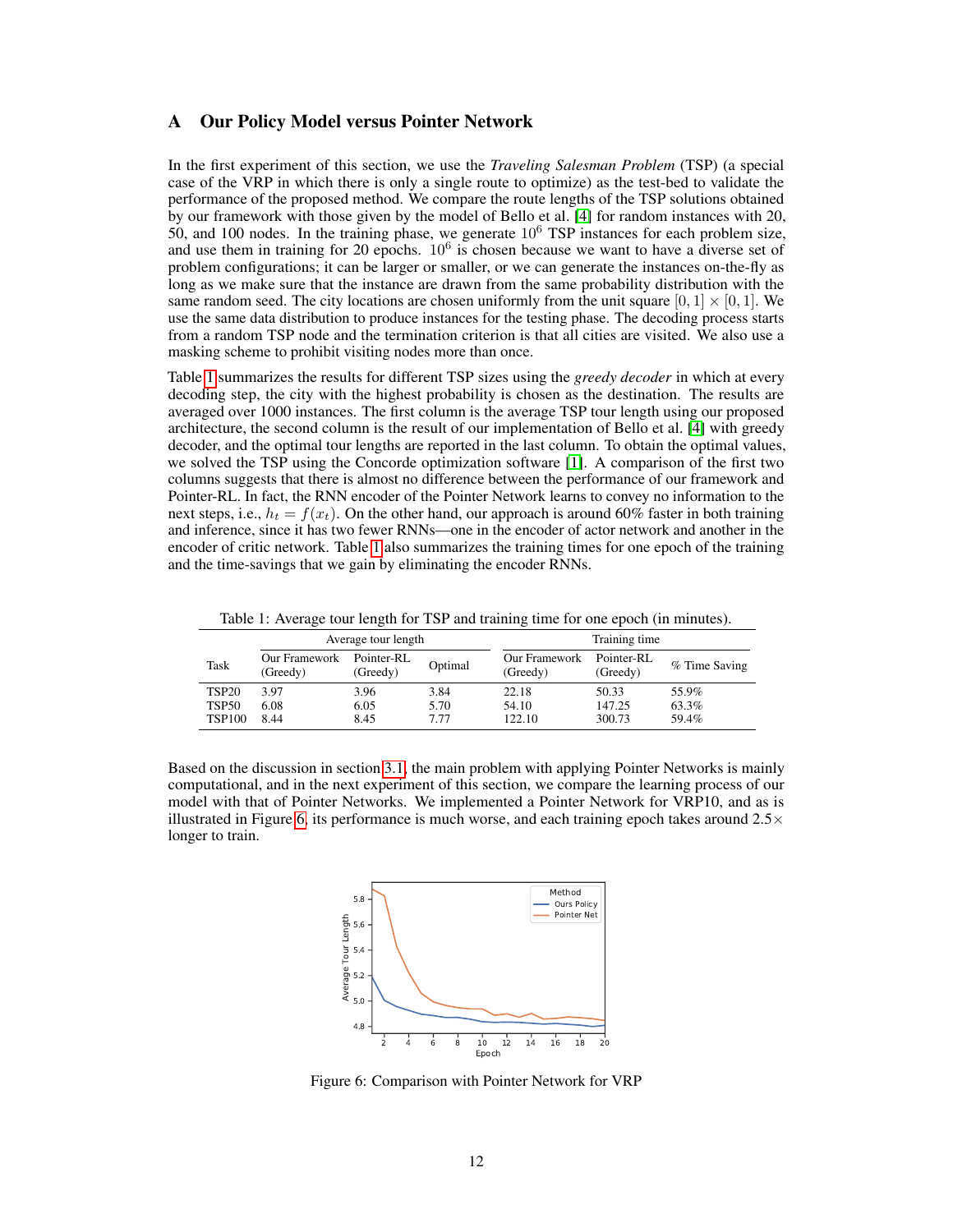# A Our Policy Model versus Pointer Network

In the first experiment of this section, we use the *Traveling Salesman Problem* (TSP) (a special case of the VRP in which there is only a single route to optimize) as the test-bed to validate the performance of the proposed method. We compare the route lengths of the TSP solutions obtained by our framework with those given by the model of Bello et al. [4] for random instances with 20, 50, and 100 nodes. In the training phase, we generate $10^6$ TSP instances for each problem size, and use them in training for 20 epochs. $10^6$ is chosen because we want to have a diverse set of problem configurations; it can be larger or smaller, or we can generate the instances on-the-fly as long as we make sure that the instance are drawn from the same probability distribution with the same random seed. The city locations are chosen uniformly from the unit square $[0, 1] \times [0, 1]$. We use the same data distribution to produce instances for the testing phase. The decoding process starts from a random TSP node and the termination criterion is that all cities are visited. We also use a masking scheme to prohibit visiting nodes more than once.

Table 1 summarizes the results for different TSP sizes using the *greedy decoder* in which at every decoding step, the city with the highest probability is chosen as the destination. The results are averaged over 1000 instances. The first column is the average TSP tour length using our proposed architecture, the second column is the result of our implementation of Bello et al. [4] with greedy decoder, and the optimal tour lengths are reported in the last column. To obtain the optimal values, we solved the TSP using the Concorde optimization software [1]. A comparison of the first two columns suggests that there is almost no difference between the performance of our framework and Pointer-RL. In fact, the RNN encoder of the Pointer Network learns to convey no information to the next steps, i.e., $h_t = f(x_t)$. On the other hand, our approach is around 60% faster in both training and inference, since it has two fewer RNNs—one in the encoder of actor network and another in the encoder of critic network. Table 1 also summarizes the training times for one epoch of the training and the time-savings that we gain by eliminating the encoder RNNs.

Table 1: Average tour length for TSP and training time for one epoch (in minutes).

| Task | Average tour length | | | Training time | | |
|---|---|---|---|---|---|---|
| | Our Framework (Greedy) | Pointer-RL (Greedy) | Optimal | Our Framework (Greedy) | Pointer-RL (Greedy) | % Time Saving |
| TSP20 | 3.97 | 3.96 | 3.84 | 22.18 | 50.33 | 55.9% |
| TSP50 | 6.08 | 6.05 | 5.70 | 54.10 | 147.25 | 63.3% |
| TSP100 | 8.44 | 8.45 | 7.77 | 122.10 | 300.73 | 59.4% |

Based on the discussion in section 3.1, the main problem with applying Pointer Networks is mainly computational, and in the next experiment of this section, we compare the learning process of our model with that of Pointer Networks. We implemented a Pointer Network for VRP10, and as is illustrated in Figure 6, its performance is much worse, and each training epoch takes around 2.5× longer to train.

Figure 6: Comparison with Pointer Network for VRP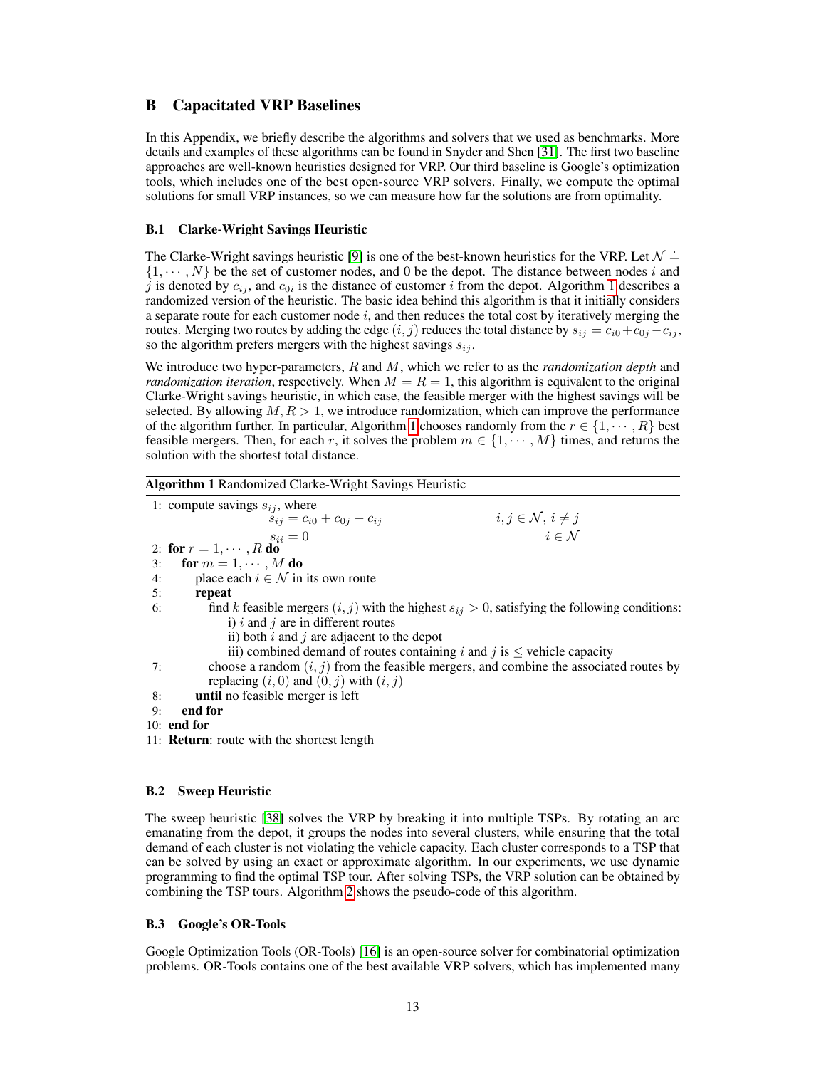# B Capacitated VRP Baselines

In this Appendix, we briefly describe the algorithms and solvers that we used as benchmarks. More details and examples of these algorithms can be found in Snyder and Shen [31]. The first two baseline approaches are well-known heuristics designed for VRP. Our third baseline is Google's optimization tools, which includes one of the best open-source VRP solvers. Finally, we compute the optimal solutions for small VRP instances, so we can measure how far the solutions are from optimality.

## B.1 Clarke-Wright Savings Heuristic

The Clarke-Wright savings heuristic [9] is one of the best-known heuristics for the VRP. Let $\mathcal{N} \doteq \{1, \cdots, N\}$ be the set of customer nodes, and 0 be the depot. The distance between nodes $i$ and $j$ is denoted by $c_{ij}$, and $c_{0i}$ is the distance of customer $i$ from the depot. Algorithm 1 describes a randomized version of the heuristic. The basic idea behind this algorithm is that it initially considers a separate route for each customer node $i$, and then reduces the total cost by iteratively merging the routes. Merging two routes by adding the edge $(i, j)$ reduces the total distance by $s_{ij} = c_{i0} + c_{0j} - c_{ij}$, so the algorithm prefers mergers with the highest savings $s_{ij}$.

We introduce two hyper-parameters, $R$ and $M$, which we refer to as the *randomization depth* and *randomization iteration*, respectively. When $M = R = 1$, this algorithm is equivalent to the original Clarke-Wright savings heuristic, in which case, the feasible merger with the highest savings will be selected. By allowing $M, R > 1$, we introduce randomization, which can improve the performance of the algorithm further. In particular, Algorithm 1 chooses randomly from the $r \in \{1, \cdots, R\}$ best feasible mergers. Then, for each $r$, it solves the problem $m \in \{1, \cdots, M\}$ times, and returns the solution with the shortest total distance.

**Algorithm 1** Randomized Clarke-Wright Savings Heuristic

```
1:  compute savings s_ij, where
        s_ij = c_i0 + c_0j − c_ij        i, j ∈ N, i ≠ j
        s_ii = 0                          i ∈ N
2:  for r = 1, ··· , R do
3:      for m = 1, ··· , M do
4:          place each i ∈ N in its own route
5:          repeat
6:              find k feasible mergers (i, j) with the highest s_ij > 0, satisfying the following conditions:
                    i) i and j are in different routes
                    ii) both i and j are adjacent to the depot
                    iii) combined demand of routes containing i and j is ≤ vehicle capacity
7:              choose a random (i, j) from the feasible mergers, and combine the associated routes by
                replacing (i, 0) and (0, j) with (i, j)
8:          until no feasible merger is left
9:      end for
10: end for
11: Return: route with the shortest length
```

## B.2 Sweep Heuristic

The sweep heuristic [38] solves the VRP by breaking it into multiple TSPs. By rotating an arc emanating from the depot, it groups the nodes into several clusters, while ensuring that the total demand of each cluster is not violating the vehicle capacity. Each cluster corresponds to a TSP that can be solved by using an exact or approximate algorithm. In our experiments, we use dynamic programming to find the optimal TSP tour. After solving TSPs, the VRP solution can be obtained by combining the TSP tours. Algorithm 2 shows the pseudo-code of this algorithm.

## B.3 Google's OR-Tools

Google Optimization Tools (OR-Tools) [16] is an open-source solver for combinatorial optimization problems. OR-Tools contains one of the best available VRP solvers, which has implemented many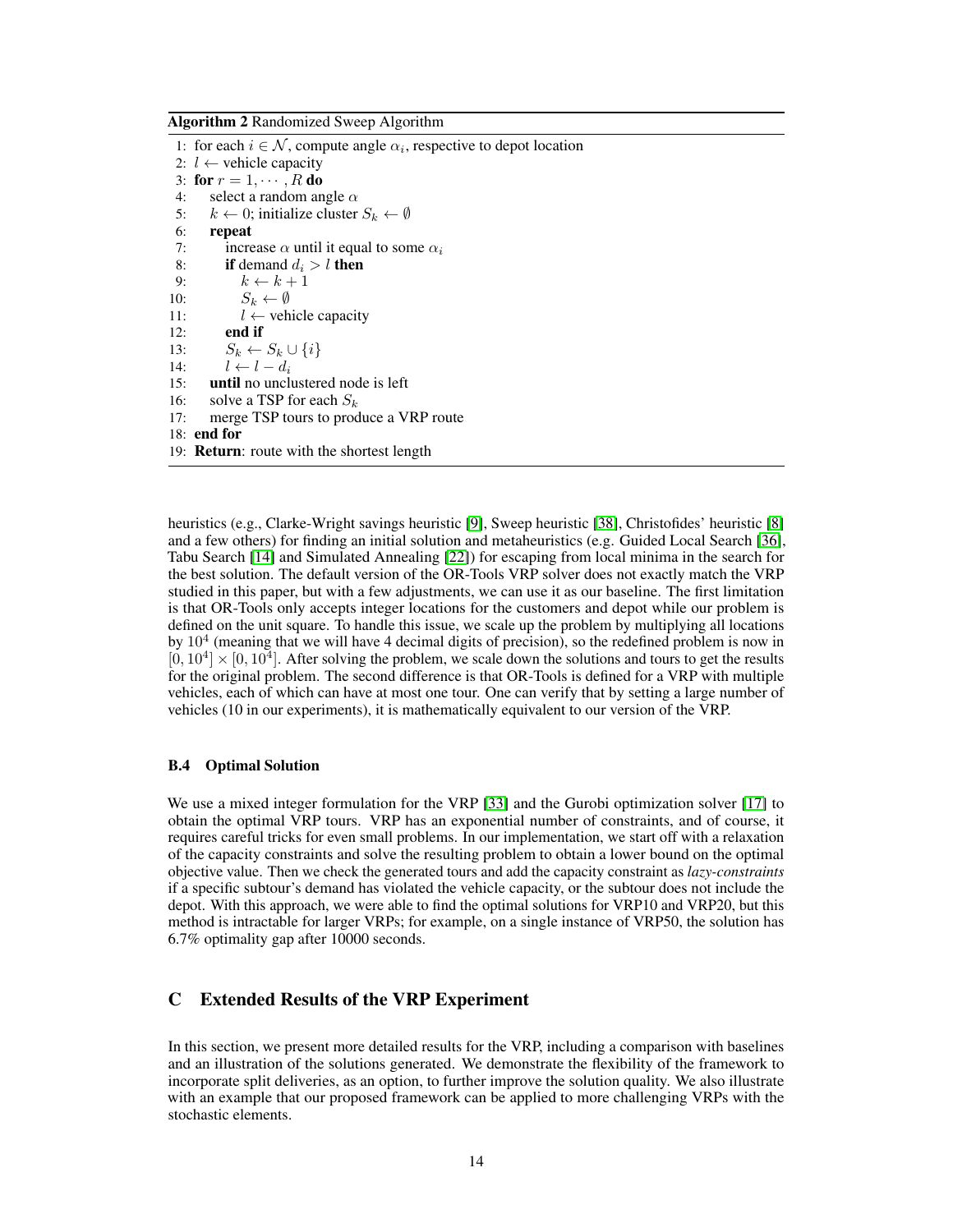**Algorithm 2** Randomized Sweep Algorithm

```
1: for each i ∈ N, compute angle α_i, respective to depot location
2: l ← vehicle capacity
3: for r = 1, ··· , R do
4:     select a random angle α
5:     k ← 0; initialize cluster S_k ← ∅
6:     repeat
7:         increase α until it equal to some α_i
8:         if demand d_i > l then
9:             k ← k + 1
10:            S_k ← ∅
11:            l ← vehicle capacity
12:        end if
13:        S_k ← S_k ∪ {i}
14:        l ← l − d_i
15:    until no unclustered node is left
16:    solve a TSP for each S_k
17:    merge TSP tours to produce a VRP route
18: end for
19: Return: route with the shortest length
```

heuristics (e.g., Clarke-Wright savings heuristic [9], Sweep heuristic [38], Christofides' heuristic [8] and a few others) for finding an initial solution and metaheuristics (e.g. Guided Local Search [36], Tabu Search [14] and Simulated Annealing [22]) for escaping from local minima in the search for the best solution. The default version of the OR-Tools VRP solver does not exactly match the VRP studied in this paper, but with a few adjustments, we can use it as our baseline. The first limitation is that OR-Tools only accepts integer locations for the customers and depot while our problem is defined on the unit square. To handle this issue, we scale up the problem by multiplying all locations by $10^4$ (meaning that we will have 4 decimal digits of precision), so the redefined problem is now in $[0, 10^4] \times [0, 10^4]$. After solving the problem, we scale down the solutions and tours to get the results for the original problem. The second difference is that OR-Tools is defined for a VRP with multiple vehicles, each of which can have at most one tour. One can verify that by setting a large number of vehicles (10 in our experiments), it is mathematically equivalent to our version of the VRP.

### B.4 Optimal Solution

We use a mixed integer formulation for the VRP [33] and the Gurobi optimization solver [17] to obtain the optimal VRP tours. VRP has an exponential number of constraints, and of course, it requires careful tricks for even small problems. In our implementation, we start off with a relaxation of the capacity constraints and solve the resulting problem to obtain a lower bound on the optimal objective value. Then we check the generated tours and add the capacity constraint as *lazy-constraints* if a specific subtour's demand has violated the vehicle capacity, or the subtour does not include the depot. With this approach, we were able to find the optimal solutions for VRP10 and VRP20, but this method is intractable for larger VRPs; for example, on a single instance of VRP50, the solution has 6.7% optimality gap after 10000 seconds.

## C Extended Results of the VRP Experiment

In this section, we present more detailed results for the VRP, including a comparison with baselines and an illustration of the solutions generated. We demonstrate the flexibility of the framework to incorporate split deliveries, as an option, to further improve the solution quality. We also illustrate with an example that our proposed framework can be applied to more challenging VRPs with the stochastic elements.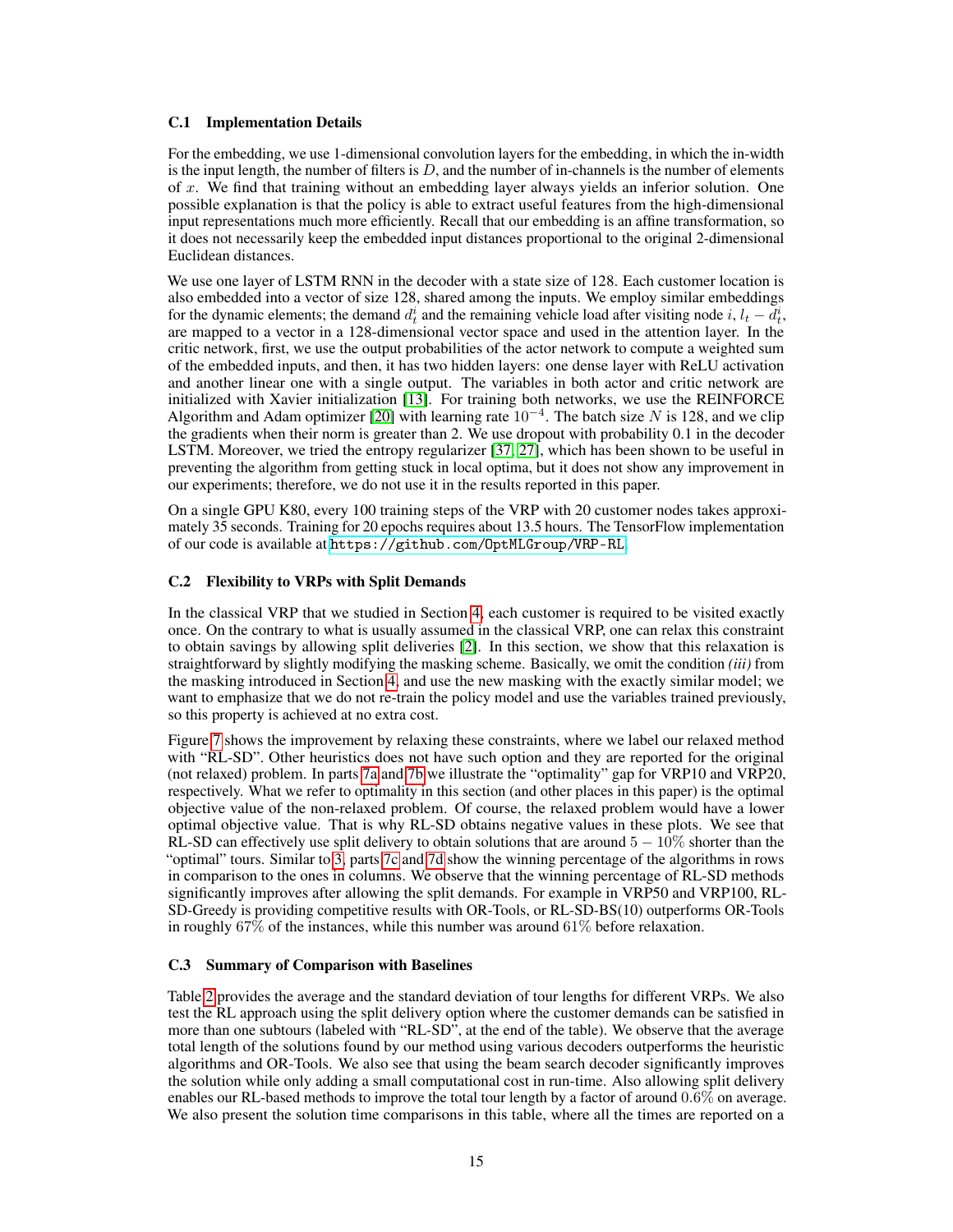### C.1 Implementation Details

For the embedding, we use 1-dimensional convolution layers for the embedding, in which the in-width is the input length, the number of filters is $D$, and the number of in-channels is the number of elements of $x$. We find that training without an embedding layer always yields an inferior solution. One possible explanation is that the policy is able to extract useful features from the high-dimensional input representations much more efficiently. Recall that our embedding is an affine transformation, so it does not necessarily keep the embedded input distances proportional to the original 2-dimensional Euclidean distances.

We use one layer of LSTM RNN in the decoder with a state size of 128. Each customer location is also embedded into a vector of size 128, shared among the inputs. We employ similar embeddings for the dynamic elements; the demand $d_t^i$ and the remaining vehicle load after visiting node $i$, $l_t - d_t^i$, are mapped to a vector in a 128-dimensional vector space and used in the attention layer. In the critic network, first, we use the output probabilities of the actor network to compute a weighted sum of the embedded inputs, and then, it has two hidden layers: one dense layer with ReLU activation and another linear one with a single output. The variables in both actor and critic network are initialized with Xavier initialization [13]. For training both networks, we use the REINFORCE Algorithm and Adam optimizer [20] with learning rate $10^{-4}$. The batch size $N$ is 128, and we clip the gradients when their norm is greater than 2. We use dropout with probability 0.1 in the decoder LSTM. Moreover, we tried the entropy regularizer [37, 27], which has been shown to be useful in preventing the algorithm from getting stuck in local optima, but it does not show any improvement in our experiments; therefore, we do not use it in the results reported in this paper.

On a single GPU K80, every 100 training steps of the VRP with 20 customer nodes takes approximately 35 seconds. Training for 20 epochs requires about 13.5 hours. The TensorFlow implementation of our code is available at https://github.com/OptMLGroup/VRP-RL.

### C.2 Flexibility to VRPs with Split Demands

In the classical VRP that we studied in Section 4, each customer is required to be visited exactly once. On the contrary to what is usually assumed in the classical VRP, one can relax this constraint to obtain savings by allowing split deliveries [2]. In this section, we show that this relaxation is straightforward by slightly modifying the masking scheme. Basically, we omit the condition *(iii)* from the masking introduced in Section 4, and use the new masking with the exactly similar model; we want to emphasize that we do not re-train the policy model and use the variables trained previously, so this property is achieved at no extra cost.

Figure 7 shows the improvement by relaxing these constraints, where we label our relaxed method with "RL-SD". Other heuristics does not have such option and they are reported for the original (not relaxed) problem. In parts 7a and 7b we illustrate the "optimality" gap for VRP10 and VRP20, respectively. What we refer to optimality in this section (and other places in this paper) is the optimal objective value of the non-relaxed problem. Of course, the relaxed problem would have a lower optimal objective value. That is why RL-SD obtains negative values in these plots. We see that RL-SD can effectively use split delivery to obtain solutions that are around $5 - 10\%$ shorter than the "optimal" tours. Similar to 3, parts 7c and 7d show the winning percentage of the algorithms in rows in comparison to the ones in columns. We observe that the winning percentage of RL-SD methods significantly improves after allowing the split demands. For example in VRP50 and VRP100, RL-SD-Greedy is providing competitive results with OR-Tools, or RL-SD-BS(10) outperforms OR-Tools in roughly $67\%$ of the instances, while this number was around $61\%$ before relaxation.

### C.3 Summary of Comparison with Baselines

Table 2 provides the average and the standard deviation of tour lengths for different VRPs. We also test the RL approach using the split delivery option where the customer demands can be satisfied in more than one subtours (labeled with "RL-SD", at the end of the table). We observe that the average total length of the solutions found by our method using various decoders outperforms the heuristic algorithms and OR-Tools. We also see that using the beam search decoder significantly improves the solution while only adding a small computational cost in run-time. Also allowing split delivery enables our RL-based methods to improve the total tour length by a factor of around $0.6\%$ on average. We also present the solution time comparisons in this table, where all the times are reported on a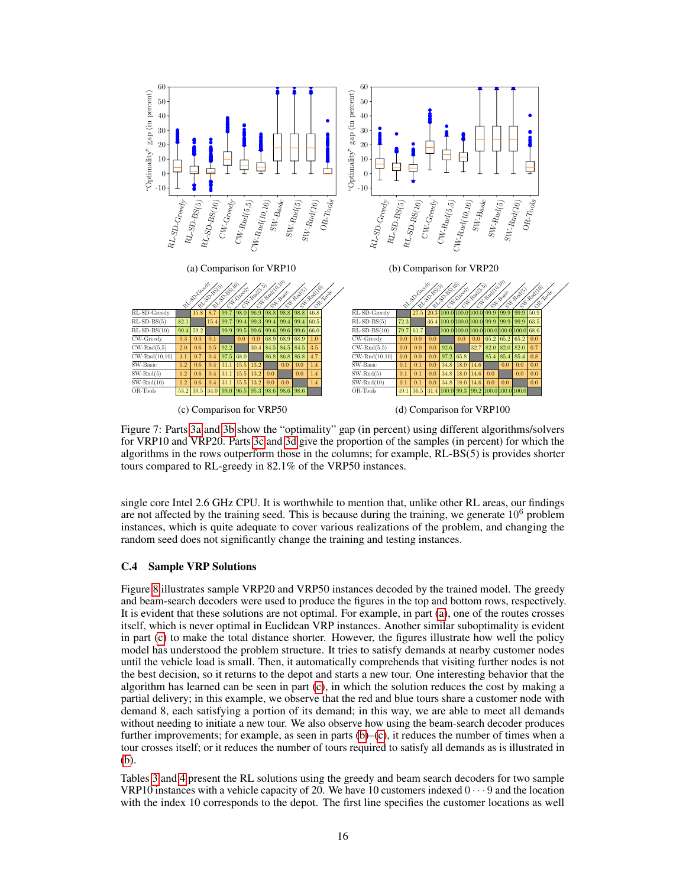(a) Comparison for VRP10

(b) Comparison for VRP20

| | RL-SD-Greedy | RL-SD-BS(5) | RL-SD-BS(10) | CW-Greedy | CW-Rnd(5,5) | CW-Rnd(10,10) | SW-Basic | SW-Rnd(5) | SW-Rnd(10) | OR-Tools |
|---|---|---|---|---|---|---|---|---|---|---|
| RL-SD-Greedy | | 15.8 | 8.7 | 99.7 | 98.0 | 96.9 | 98.8 | 98.8 | 98.8 | 46.8 |
| RL-SD-BS(5) | 82.1 | | 15.4 | 99.7 | 99.4 | 99.3 | 99.4 | 99.4 | 99.4 | 60.5 |
| RL-SD-BS(10) | 90.4 | 59.2 | | 99.9 | 99.5 | 99.6 | 99.6 | 99.6 | 99.6 | 66.0 |
| CW-Greedy | 0.3 | 0.3 | 0.1 | | 0.0 | 0.0 | 68.9 | 68.9 | 68.9 | 1.0 |
| CW-Rnd(5,5) | 2.0 | 0.6 | 0.5 | 92.2 | | 30.4 | 84.5 | 84.5 | 84.5 | 3.5 |
| CW-Rnd(10,10) | 3.1 | 0.7 | 0.4 | 97.5 | 68.0 | | 86.8 | 86.8 | 86.8 | 4.7 |
| SW-Basic | 1.2 | 0.6 | 0.4 | 31.1 | 15.5 | 13.2 | | 0.0 | 0.0 | 1.4 |
| SW-Rnd(5) | 1.2 | 0.6 | 0.4 | 31.1 | 15.5 | 13.2 | 0.0 | | 0.0 | 1.4 |
| SW-Rnd(10) | 1.2 | 0.6 | 0.4 | 31.1 | 15.5 | 13.2 | 0.0 | 0.0 | | 1.4 |
| OR-Tools | 53.2 | 39.5 | 34.0 | 99.0 | 96.5 | 95.3 | 98.6 | 98.6 | 98.6 | |

(c) Comparison for VRP50

| | RL-SD-Greedy | RL-SD-BS(5) | RL-SD-BS(10) | CW-Greedy | CW-Rnd(5,5) | CW-Rnd(10,10) | SW-Basic | SW-Rnd(5) | SW-Rnd(10) | OR-Tools |
|---|---|---|---|---|---|---|---|---|---|---|
| RL-SD-Greedy | | 27.5 | 20.3 | 100.0 | 100.0 | 100.0 | 99.9 | 99.9 | 99.9 | 50.9 |
| RL-SD-BS(5) | 72.3 | | 36.4 | 100.0 | 100.0 | 100.0 | 99.9 | 99.9 | 99.9 | 63.5 |
| RL-SD-BS(10) | 79.7 | 61.7 | | 100.0 | 100.0 | 100.0 | 100.0 | 100.0 | 100.0 | 68.6 |
| CW-Greedy | 0.0 | 0.0 | 0.0 | | 0.0 | 0.0 | 65.2 | 65.2 | 65.2 | 0.0 |
| CW-Rnd(5,5) | 0.0 | 0.0 | 0.0 | 92.6 | | 32.7 | 82.0 | 82.0 | 82.0 | 0.7 |
| CW-Rnd(10,10) | 0.0 | 0.0 | 0.0 | 97.2 | 65.8 | | 85.4 | 85.4 | 85.4 | 0.8 |
| SW-Basic | 0.1 | 0.1 | 0.0 | 34.8 | 18.0 | 14.6 | | 0.0 | 0.0 | 0.0 |
| SW-Rnd(5) | 0.1 | 0.1 | 0.0 | 34.8 | 18.0 | 14.6 | 0.0 | | 0.0 | 0.0 |
| SW-Rnd(10) | 0.1 | 0.1 | 0.0 | 34.8 | 18.0 | 14.6 | 0.0 | 0.0 | | 0.0 |
| OR-Tools | 49.1 | 36.5 | 31.4 | 100.0 | 99.3 | 99.2 | 100.0 | 100.0 | 100.0 | |

(d) Comparison for VRP100

Figure 7: Parts 3a and 3b show the "optimality" gap (in percent) using different algorithms/solvers for VRP10 and VRP20. Parts 3c and 3d give the proportion of the samples (in percent) for which the algorithms in the rows outperform those in the columns; for example, RL-BS(5) is provides shorter tours compared to RL-greedy in 82.1% of the VRP50 instances.

single core Intel 2.6 GHz CPU. It is worthwhile to mention that, unlike other RL areas, our findings are not affected by the training seed. This is because during the training, we generate $10^6$ problem instances, which is quite adequate to cover various realizations of the problem, and changing the random seed does not significantly change the training and testing instances.

### C.4 Sample VRP Solutions

Figure 8 illustrates sample VRP20 and VRP50 instances decoded by the trained model. The greedy and beam-search decoders were used to produce the figures in the top and bottom rows, respectively. It is evident that these solutions are not optimal. For example, in part (a), one of the routes crosses itself, which is never optimal in Euclidean VRP instances. Another similar suboptimality is evident in part (c) to make the total distance shorter. However, the figures illustrate how well the policy model has understood the problem structure. It tries to satisfy demands at nearby customer nodes until the vehicle load is small. Then, it automatically comprehends that visiting further nodes is not the best decision, so it returns to the depot and starts a new tour. One interesting behavior that the algorithm has learned can be seen in part (c), in which the solution reduces the cost by making a partial delivery; in this example, we observe that the red and blue tours share a customer node with demand 8, each satisfying a portion of its demand; in this way, we are able to meet all demands without needing to initiate a new tour. We also observe how using the beam-search decoder produces further improvements; for example, as seen in parts (b)–(c), it reduces the number of times when a tour crosses itself; or it reduces the number of tours required to satisfy all demands as is illustrated in (b).

Tables 3 and 4 present the RL solutions using the greedy and beam search decoders for two sample VRP10 instances with a vehicle capacity of 20. We have 10 customers indexed $0 \cdots 9$ and the location with the index 10 corresponds to the depot. The first line specifies the customer locations as well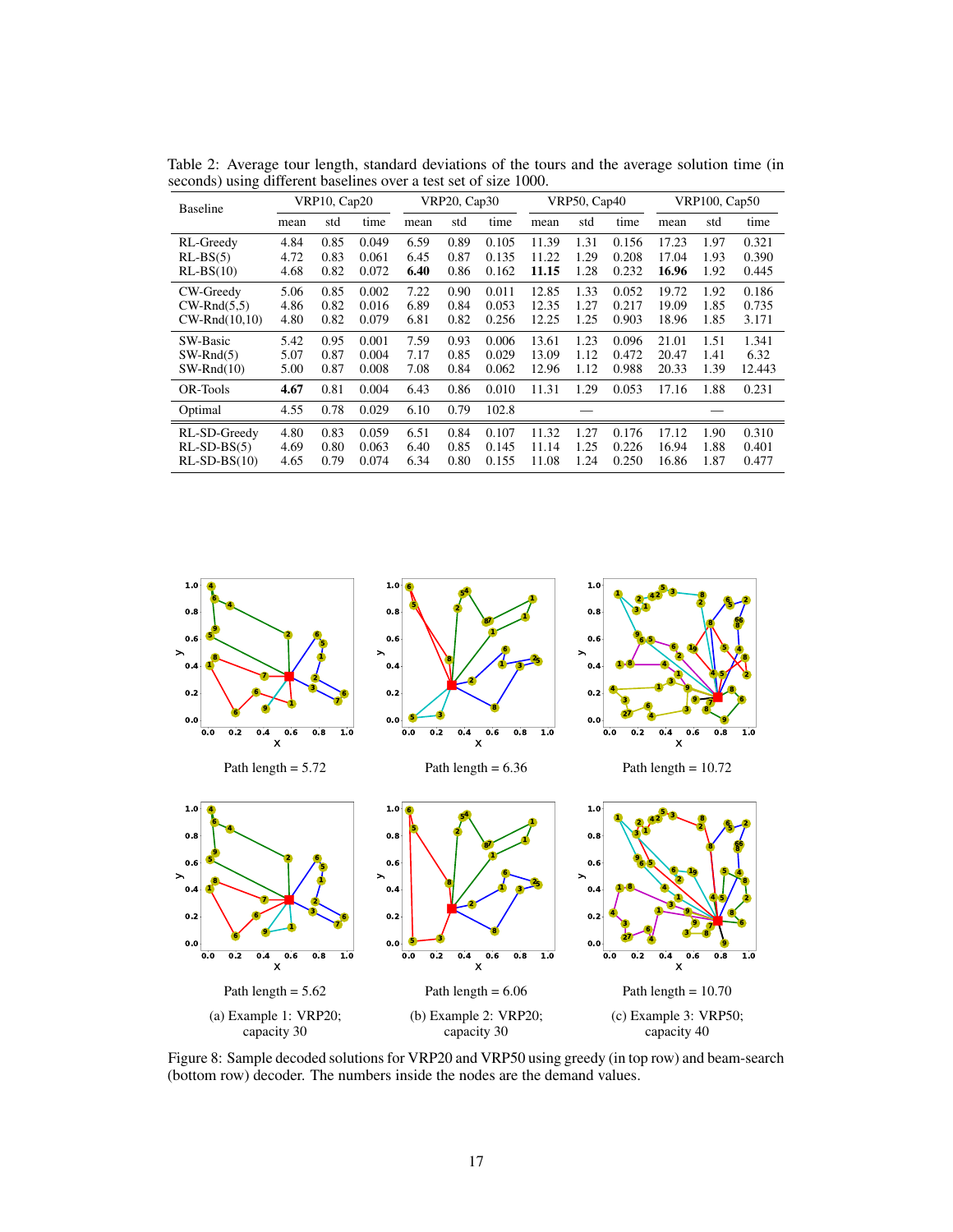Table 2: Average tour length, standard deviations of the tours and the average solution time (in seconds) using different baselines over a test set of size 1000.

| Baseline | VRP10, Cap20 | | | VRP20, Cap30 | | | VRP50, Cap40 | | | VRP100, Cap50 | | |
|---|---|---|---|---|---|---|---|---|---|---|---|---|
| | mean | std | time | mean | std | time | mean | std | time | mean | std | time |
| RL-Greedy | 4.84 | 0.85 | 0.049 | 6.59 | 0.89 | 0.105 | 11.39 | 1.31 | 0.156 | 17.23 | 1.97 | 0.321 |
| RL-BS(5) | 4.72 | 0.83 | 0.061 | 6.45 | 0.87 | 0.135 | 11.22 | 1.29 | 0.208 | 17.04 | 1.93 | 0.390 |
| RL-BS(10) | 4.68 | 0.82 | 0.072 | **6.40** | 0.86 | 0.162 | **11.15** | 1.28 | 0.232 | **16.96** | 1.92 | 0.445 |
| CW-Greedy | 5.06 | 0.85 | 0.002 | 7.22 | 0.90 | 0.011 | 12.85 | 1.33 | 0.052 | 19.72 | 1.92 | 0.186 |
| CW-Rnd(5,5) | 4.86 | 0.82 | 0.016 | 6.89 | 0.84 | 0.053 | 12.35 | 1.27 | 0.217 | 19.09 | 1.85 | 0.735 |
| CW-Rnd(10,10) | 4.80 | 0.82 | 0.079 | 6.81 | 0.82 | 0.256 | 12.25 | 1.25 | 0.903 | 18.96 | 1.85 | 3.171 |
| SW-Basic | 5.42 | 0.95 | 0.001 | 7.59 | 0.93 | 0.006 | 13.61 | 1.23 | 0.096 | 21.01 | 1.51 | 1.341 |
| SW-Rnd(5) | 5.07 | 0.87 | 0.004 | 7.17 | 0.85 | 0.029 | 13.09 | 1.12 | 0.472 | 20.47 | 1.41 | 6.32 |
| SW-Rnd(10) | 5.00 | 0.87 | 0.008 | 7.08 | 0.84 | 0.062 | 12.96 | 1.12 | 0.988 | 20.33 | 1.39 | 12.443 |
| OR-Tools | **4.67** | 0.81 | 0.004 | 6.43 | 0.86 | 0.010 | 11.31 | 1.29 | 0.053 | 17.16 | 1.88 | 0.231 |
| Optimal | 4.55 | 0.78 | 0.029 | 6.10 | 0.79 | 102.8 | | — | | | — | |
| RL-SD-Greedy | 4.80 | 0.83 | 0.059 | 6.51 | 0.84 | 0.107 | 11.32 | 1.27 | 0.176 | 17.12 | 1.90 | 0.310 |
| RL-SD-BS(5) | 4.69 | 0.80 | 0.063 | 6.40 | 0.85 | 0.145 | 11.14 | 1.25 | 0.226 | 16.94 | 1.88 | 0.401 |
| RL-SD-BS(10) | 4.65 | 0.79 | 0.074 | 6.34 | 0.80 | 0.155 | 11.08 | 1.24 | 0.250 | 16.86 | 1.87 | 0.477 |

Path length = 5.72

Path length = 6.36

Path length = 10.72

Path length = 5.62

Path length = 6.06

Path length = 10.70

(a) Example 1: VRP20; capacity 30

(b) Example 2: VRP20; capacity 30

(c) Example 3: VRP50; capacity 40

Figure 8: Sample decoded solutions for VRP20 and VRP50 using greedy (in top row) and beam-search (bottom row) decoder. The numbers inside the nodes are the demand values.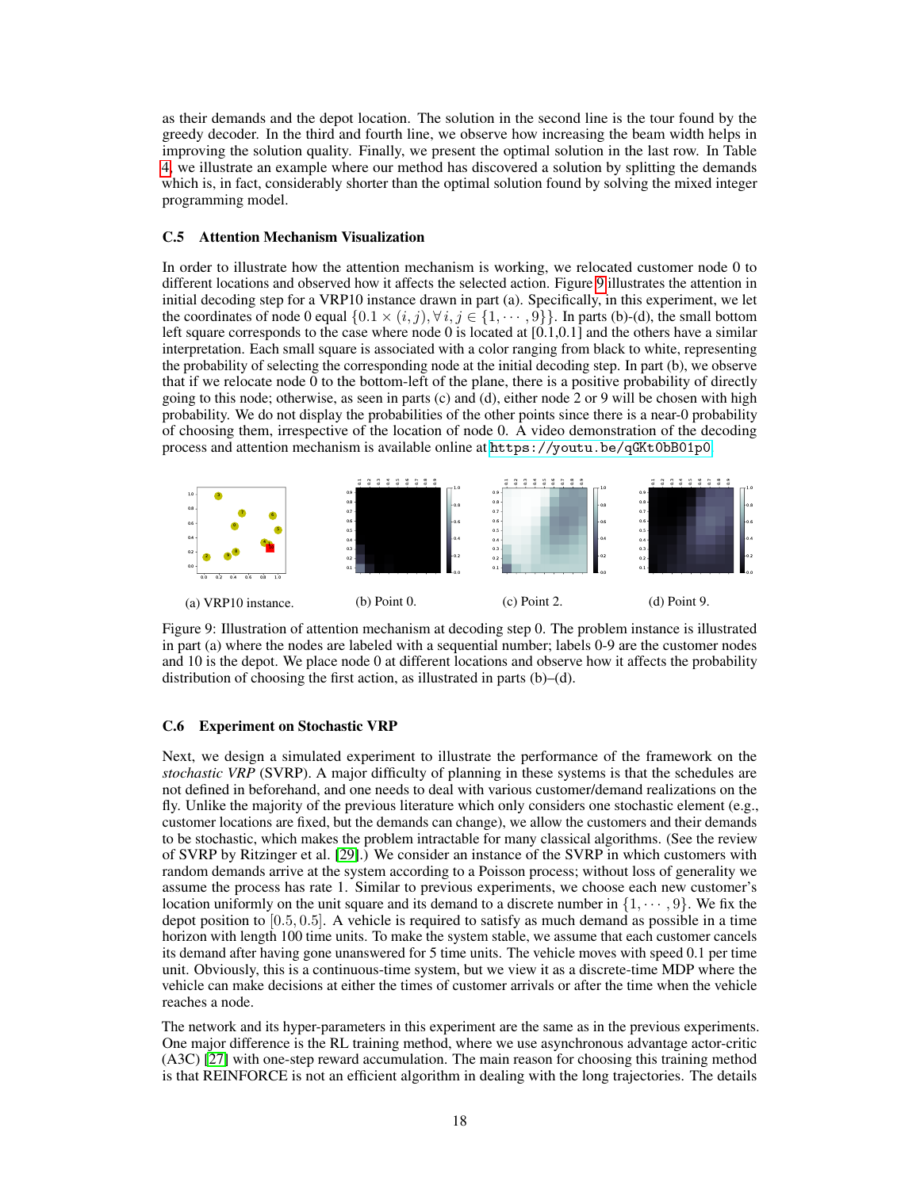as their demands and the depot location. The solution in the second line is the tour found by the greedy decoder. In the third and fourth line, we observe how increasing the beam width helps in improving the solution quality. Finally, we present the optimal solution in the last row. In Table 4, we illustrate an example where our method has discovered a solution by splitting the demands which is, in fact, considerably shorter than the optimal solution found by solving the mixed integer programming model.

### C.5 Attention Mechanism Visualization

In order to illustrate how the attention mechanism is working, we relocated customer node 0 to different locations and observed how it affects the selected action. Figure 9 illustrates the attention in initial decoding step for a VRP10 instance drawn in part (a). Specifically, in this experiment, we let the coordinates of node 0 equal $\{0.1 \times (i, j), \forall i, j \in \{1, \cdots, 9\}\}$. In parts (b)-(d), the small bottom left square corresponds to the case where node 0 is located at [0.1,0.1] and the others have a similar interpretation. Each small square is associated with a color ranging from black to white, representing the probability of selecting the corresponding node at the initial decoding step. In part (b), we observe that if we relocate node 0 to the bottom-left of the plane, there is a positive probability of directly going to this node; otherwise, as seen in parts (c) and (d), either node 2 or 9 will be chosen with high probability. We do not display the probabilities of the other points since there is a near-0 probability of choosing them, irrespective of the location of node 0. A video demonstration of the decoding process and attention mechanism is available online at https://youtu.be/qGKt0bB01p0.

(a) VRP10 instance. (b) Point 0. (c) Point 2. (d) Point 9.

Figure 9: Illustration of attention mechanism at decoding step 0. The problem instance is illustrated in part (a) where the nodes are labeled with a sequential number; labels 0-9 are the customer nodes and 10 is the depot. We place node 0 at different locations and observe how it affects the probability distribution of choosing the first action, as illustrated in parts (b)–(d).

### C.6 Experiment on Stochastic VRP

Next, we design a simulated experiment to illustrate the performance of the framework on the *stochastic VRP* (SVRP). A major difficulty of planning in these systems is that the schedules are not defined in beforehand, and one needs to deal with various customer/demand realizations on the fly. Unlike the majority of the previous literature which only considers one stochastic element (e.g., customer locations are fixed, but the demands can change), we allow the customers and their demands to be stochastic, which makes the problem intractable for many classical algorithms. (See the review of SVRP by Ritzinger et al. [29].) We consider an instance of the SVRP in which customers with random demands arrive at the system according to a Poisson process; without loss of generality we assume the process has rate 1. Similar to previous experiments, we choose each new customer's location uniformly on the unit square and its demand to a discrete number in $\{1, \cdots, 9\}$. We fix the depot position to $[0.5, 0.5]$. A vehicle is required to satisfy as much demand as possible in a time horizon with length 100 time units. To make the system stable, we assume that each customer cancels its demand after having gone unanswered for 5 time units. The vehicle moves with speed 0.1 per time unit. Obviously, this is a continuous-time system, but we view it as a discrete-time MDP where the vehicle can make decisions at either the times of customer arrivals or after the time when the vehicle reaches a node.

The network and its hyper-parameters in this experiment are the same as in the previous experiments. One major difference is the RL training method, where we use asynchronous advantage actor-critic (A3C) [27] with one-step reward accumulation. The main reason for choosing this training method is that REINFORCE is not an efficient algorithm in dealing with the long trajectories. The details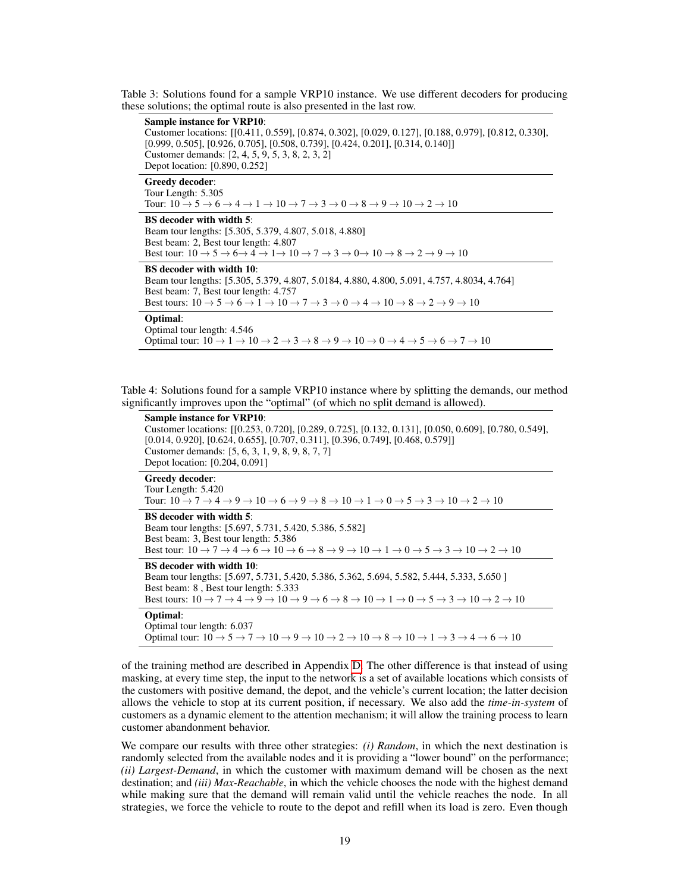Table 3: Solutions found for a sample VRP10 instance. We use different decoders for producing these solutions; the optimal route is also presented in the last row.

**Sample instance for VRP10**:
Customer locations: [[0.411, 0.559], [0.874, 0.302], [0.029, 0.127], [0.188, 0.979], [0.812, 0.330], [0.999, 0.505], [0.926, 0.705], [0.508, 0.739], [0.424, 0.201], [0.314, 0.140]]
Customer demands: [2, 4, 5, 9, 5, 3, 8, 2, 3, 2]
Depot location: [0.890, 0.252]

**Greedy decoder**:
Tour Length: 5.305
Tour: 10 → 5 → 6 → 4 → 1 → 10 → 7 → 3 → 0 → 8 → 9 → 10 → 2 → 10

**BS decoder with width 5**:
Beam tour lengths: [5.305, 5.379, 4.807, 5.018, 4.880]
Best beam: 2, Best tour length: 4.807
Best tour: 10 → 5 → 6→ 4 → 1→ 10 → 7 → 3 → 0→ 10 → 8 → 2 → 9 → 10

**BS decoder with width 10**:
Beam tour lengths: [5.305, 5.379, 4.807, 5.0184, 4.880, 4.800, 5.091, 4.757, 4.8034, 4.764]
Best beam: 7, Best tour length: 4.757
Best tours: 10 → 5 → 6 → 1 → 10 → 7 → 3 → 0 → 4 → 10 → 8 → 2 → 9 → 10

**Optimal**:
Optimal tour length: 4.546
Optimal tour: 10 → 1 → 10 → 2 → 3 → 8 → 9 → 10 → 0 → 4 → 5 → 6 → 7 → 10

Table 4: Solutions found for a sample VRP10 instance where by splitting the demands, our method significantly improves upon the "optimal" (of which no split demand is allowed).

**Sample instance for VRP10**:
Customer locations: [[0.253, 0.720], [0.289, 0.725], [0.132, 0.131], [0.050, 0.609], [0.780, 0.549], [0.014, 0.920], [0.624, 0.655], [0.707, 0.311], [0.396, 0.749], [0.468, 0.579]]
Customer demands: [5, 6, 3, 1, 9, 8, 9, 8, 7, 7]
Depot location: [0.204, 0.091]

**Greedy decoder**:
Tour Length: 5.420
Tour: 10 → 7 → 4 → 9 → 10 → 6 → 9 → 8 → 10 → 1 → 0 → 5 → 3 → 10 → 2 → 10

**BS decoder with width 5**:
Beam tour lengths: [5.697, 5.731, 5.420, 5.386, 5.582]
Best beam: 3, Best tour length: 5.386
Best tour: 10 → 7 → 4 → 6 → 10 → 6 → 8 → 9 → 10 → 1 → 0 → 5 → 3 → 10 → 2 → 10

**BS decoder with width 10**:
Beam tour lengths: [5.697, 5.731, 5.420, 5.386, 5.362, 5.694, 5.582, 5.444, 5.333, 5.650 ]
Best beam: 8 , Best tour length: 5.333
Best tours: 10 → 7 → 4 → 9 → 10 → 9 → 6 → 8 → 10 → 1 → 0 → 5 → 3 → 10 → 2 → 10

**Optimal**:
Optimal tour length: 6.037
Optimal tour: 10 → 5 → 7 → 10 → 9 → 10 → 2 → 10 → 8 → 10 → 1 → 3 → 4 → 6 → 10

of the training method are described in Appendix D. The other difference is that instead of using masking, at every time step, the input to the network is a set of available locations which consists of the customers with positive demand, the depot, and the vehicle's current location; the latter decision allows the vehicle to stop at its current position, if necessary. We also add the *time-in-system* of customers as a dynamic element to the attention mechanism; it will allow the training process to learn customer abandonment behavior.

We compare our results with three other strategies: *(i) Random*, in which the next destination is randomly selected from the available nodes and it is providing a "lower bound" on the performance; *(ii) Largest-Demand*, in which the customer with maximum demand will be chosen as the next destination; and *(iii) Max-Reachable*, in which the vehicle chooses the node with the highest demand while making sure that the demand will remain valid until the vehicle reaches the node. In all strategies, we force the vehicle to route to the depot and refill when its load is zero. Even though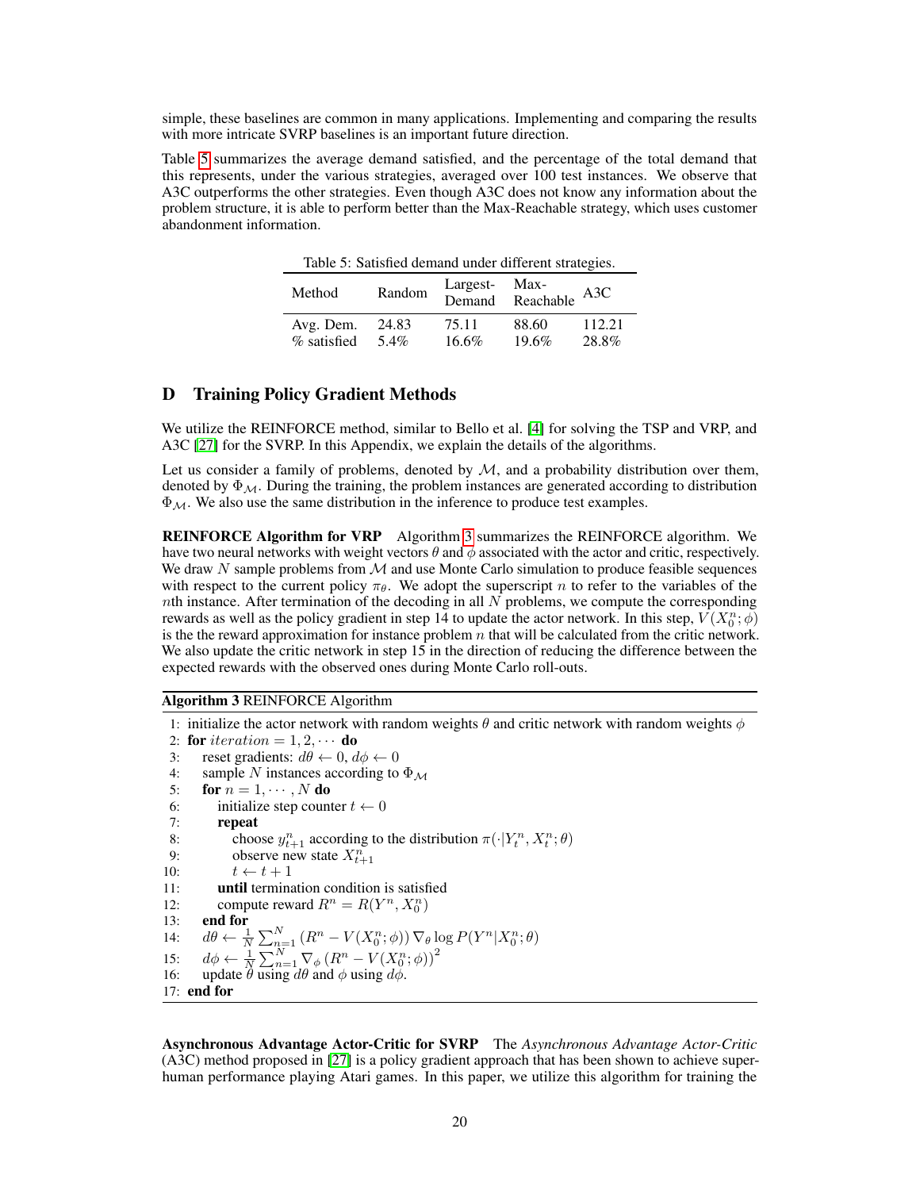simple, these baselines are common in many applications. Implementing and comparing the results with more intricate SVRP baselines is an important future direction.

Table 5 summarizes the average demand satisfied, and the percentage of the total demand that this represents, under the various strategies, averaged over 100 test instances. We observe that A3C outperforms the other strategies. Even though A3C does not know any information about the problem structure, it is able to perform better than the Max-Reachable strategy, which uses customer abandonment information.

Table 5: Satisfied demand under different strategies.

| Method | Random | Largest-Demand | Max-Reachable | A3C |
|---|---|---|---|---|
| Avg. Dem. | 24.83 | 75.11 | 88.60 | 112.21 |
| % satisfied | 5.4% | 16.6% | 19.6% | 28.8% |

## D Training Policy Gradient Methods

We utilize the REINFORCE method, similar to Bello et al. [4] for solving the TSP and VRP, and A3C [27] for the SVRP. In this Appendix, we explain the details of the algorithms.

Let us consider a family of problems, denoted by $\mathcal{M}$, and a probability distribution over them, denoted by $\Phi_{\mathcal{M}}$. During the training, the problem instances are generated according to distribution $\Phi_{\mathcal{M}}$. We also use the same distribution in the inference to produce test examples.

**REINFORCE Algorithm for VRP** Algorithm 3 summarizes the REINFORCE algorithm. We have two neural networks with weight vectors $\theta$ and $\phi$ associated with the actor and critic, respectively. We draw $N$ sample problems from $\mathcal{M}$ and use Monte Carlo simulation to produce feasible sequences with respect to the current policy $\pi_\theta$. We adopt the superscript $n$ to refer to the variables of the $n$th instance. After termination of the decoding in all $N$ problems, we compute the corresponding rewards as well as the policy gradient in step 14 to update the actor network. In this step, $V(X_0^n; \phi)$ is the the reward approximation for instance problem $n$ that will be calculated from the critic network. We also update the critic network in step 15 in the direction of reducing the difference between the expected rewards with the observed ones during Monte Carlo roll-outs.

**Algorithm 3** REINFORCE Algorithm

1: initialize the actor network with random weights $\theta$ and critic network with random weights $\phi$
2: **for** $iteration = 1, 2, \cdots$ **do**
3: reset gradients: $d\theta \leftarrow 0$, $d\phi \leftarrow 0$
4: sample $N$ instances according to $\Phi_{\mathcal{M}}$
5: **for** $n = 1, \cdots, N$ **do**
6: initialize step counter $t \leftarrow 0$
7: **repeat**
8: choose $y_{t+1}^n$ according to the distribution $\pi(\cdot|Y_t^n, X_t^n; \theta)$
9: observe new state $X_{t+1}^n$
10: $t \leftarrow t + 1$
11: **until** termination condition is satisfied
12: compute reward $R^n = R(Y^n, X_0^n)$
13: **end for**
14: $d\theta \leftarrow \frac{1}{N} \sum_{n=1}^{N} \left(R^n - V(X_0^n; \phi)\right) \nabla_\theta \log P(Y^n | X_0^n; \theta)$
15: $d\phi \leftarrow \frac{1}{N} \sum_{n=1}^{N} \nabla_\phi \left(R^n - V(X_0^n; \phi)\right)^2$
16: update $\theta$ using $d\theta$ and $\phi$ using $d\phi$.
17: **end for**

**Asynchronous Advantage Actor-Critic for SVRP** The *Asynchronous Advantage Actor-Critic* (A3C) method proposed in [27] is a policy gradient approach that has been shown to achieve super-human performance playing Atari games. In this paper, we utilize this algorithm for training the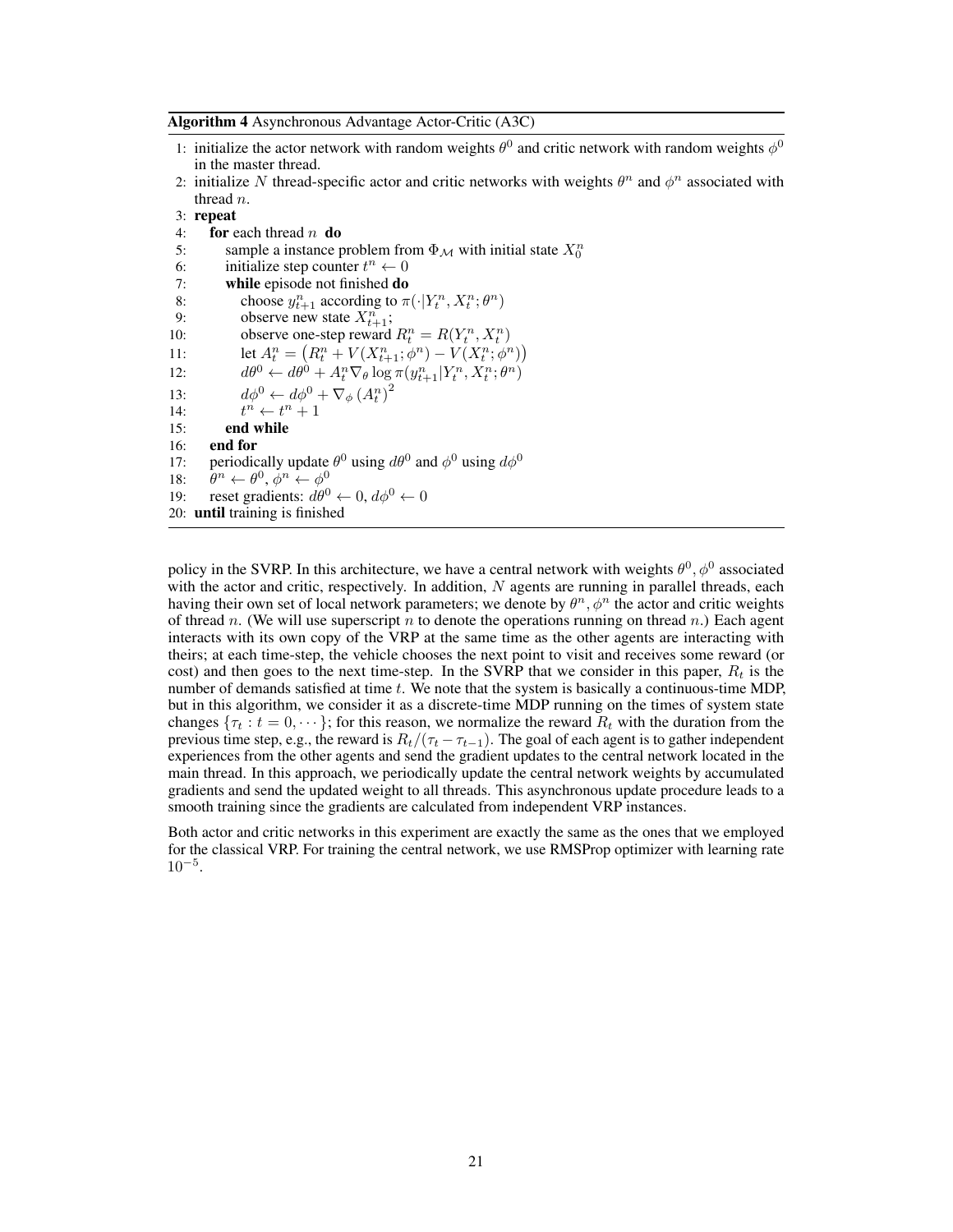**Algorithm 4** Asynchronous Advantage Actor-Critic (A3C)

```
1: initialize the actor network with random weights θ^0 and critic network with random weights φ^0
   in the master thread.
2: initialize N thread-specific actor and critic networks with weights θ^n and φ^n associated with
   thread n.
3: repeat
4:    for each thread n do
5:       sample a instance problem from Φ_M with initial state X_0^n
6:       initialize step counter t^n ← 0
7:       while episode not finished do
8:          choose y_{t+1}^n according to π(·|Y_t^n, X_t^n; θ^n)
9:          observe new state X_{t+1}^n;
10:         observe one-step reward R_t^n = R(Y_t^n, X_t^n)
11:         let A_t^n = (R_t^n + V(X_{t+1}^n; φ^n) − V(X_t^n; φ^n))
12:         dθ^0 ← dθ^0 + A_t^n ∇_θ log π(y_{t+1}^n | Y_t^n, X_t^n; θ^n)
13:         dφ^0 ← dφ^0 + ∇_φ (A_t^n)^2
14:         t^n ← t^n + 1
15:      end while
16:   end for
17:   periodically update θ^0 using dθ^0 and φ^0 using dφ^0
18:   θ^n ← θ^0, φ^n ← φ^0
19:   reset gradients: dθ^0 ← 0, dφ^0 ← 0
20: until training is finished
```

policy in the SVRP. In this architecture, we have a central network with weights $\theta^0, \phi^0$ associated with the actor and critic, respectively. In addition, $N$ agents are running in parallel threads, each having their own set of local network parameters; we denote by $\theta^n, \phi^n$ the actor and critic weights of thread $n$. (We will use superscript $n$ to denote the operations running on thread $n$.) Each agent interacts with its own copy of the VRP at the same time as the other agents are interacting with theirs; at each time-step, the vehicle chooses the next point to visit and receives some reward (or cost) and then goes to the next time-step. In the SVRP that we consider in this paper, $R_t$ is the number of demands satisfied at time $t$. We note that the system is basically a continuous-time MDP, but in this algorithm, we consider it as a discrete-time MDP running on the times of system state changes $\{\tau_t : t = 0, \cdots\}$; for this reason, we normalize the reward $R_t$ with the duration from the previous time step, e.g., the reward is $R_t/(\tau_t - \tau_{t-1})$. The goal of each agent is to gather independent experiences from the other agents and send the gradient updates to the central network located in the main thread. In this approach, we periodically update the central network weights by accumulated gradients and send the updated weight to all threads. This asynchronous update procedure leads to a smooth training since the gradients are calculated from independent VRP instances.

Both actor and critic networks in this experiment are exactly the same as the ones that we employed for the classical VRP. For training the central network, we use RMSProp optimizer with learning rate $10^{-5}$.